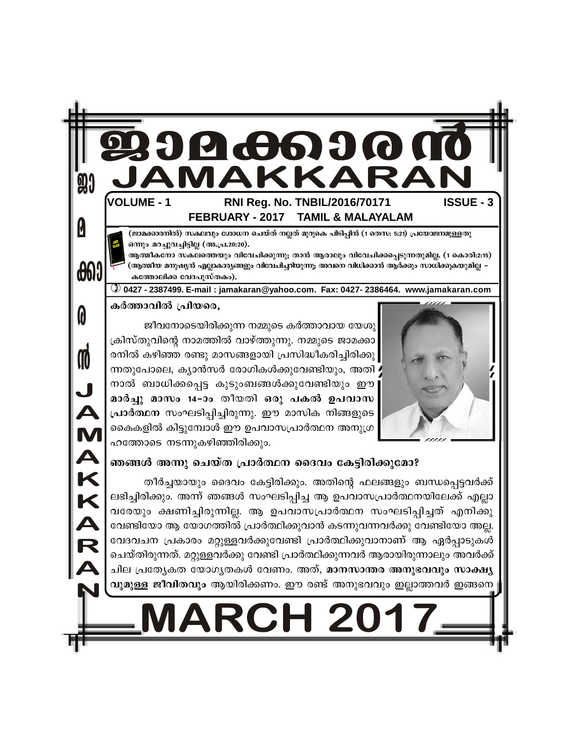# ജാമക്കാരൻ

# JAMAKKARAN

**VOLUME - 1** **RNI Reg. No. TNBIL/2016/70171** **ISSUE - 3**

**FEBRUARY - 2017 TAMIL & MALAYALAM**

(ജാമക്കാരനിൽ) സകലവും ശോധന ചെയ്ത് നല്ലത് മുറുകെ പിടിപ്പിൻ (1 തെസ: 5:21) പ്രയോജനമുള്ളതു ഒന്നും മറച്ചുവച്ചിട്ടില്ല (അ.പ്ര.20:20).

ആത്മീകനോ സകലത്തെയും വിവേചിക്കുന്നു; താൻ ആരാലും വിവേചിക്കപ്പെടുന്നതുമില്ല. (1 കൊരി:2:15) (ആത്മീയ മനുഷ്യൻ എല്ലാകാര്യങ്ങളും വിവേചിച്ചറിയുന്നു; അവനെ വിധിക്കാൻ ആർക്കും സാധിക്കുകയുമില്ല – കത്തോലിക്ക വേദപുസ്തകം).

✆ 0427 - 2387499. E-mail : jamakaran@yahoo.com. Fax: 0427- 2386464. www.jamakaran.com

**കർത്താവിൽ പ്രിയരെ,**

ജീവനോടെയിരിക്കുന്ന നമ്മുടെ കർത്താവായ യേശുക്രിസ്തുവിന്റെ നാമത്തിൽ വാഴ്ത്തുന്നു. നമ്മുടെ ജാമക്കാരനിൽ കഴിഞ്ഞ രണ്ടു മാസങ്ങളായി പ്രസിദ്ധീകരിച്ചിരിക്കുന്നതുപോലെ, ക്യാൻസർ രോഗികൾക്കുവേണ്ടിയും, അതിനാൽ ബാധിക്കപ്പെട്ട കുടുംബങ്ങൾക്കുവേണ്ടിയും ഈ **മാർച്ചു മാസം 14-ാം** തീയതി **ഒരു പകൽ ഉപവാസ പ്രാർത്ഥന** സംഘടിപ്പിച്ചിരുന്നു. ഈ മാസിക നിങ്ങളുടെ കൈകളിൽ കിട്ടുമ്പോൾ ഈ ഉപവാസപ്രാർത്ഥന അനുഗ്രഹത്തോടെ നടന്നുകഴിഞ്ഞിരിക്കും.

**ഞങ്ങൾ അന്നു ചെയ്ത പ്രാർത്ഥന ദൈവം കേട്ടിരിക്കുമോ?**

തീർച്ചയായും ദൈവം കേട്ടിരിക്കും. അതിന്റെ ഫലങ്ങളും ബന്ധപ്പെട്ടവർക്ക് ലഭിച്ചിരിക്കും. അന്ന് ഞങ്ങൾ സംഘടിപ്പിച്ച ആ ഉപവാസപ്രാർത്ഥനയിലേക്ക് എല്ലാവരേയും ക്ഷണിച്ചിരുന്നില്ല. ആ ഉപവാസപ്രാർത്ഥന സംഘടിപ്പിച്ചത് എനിക്കുവേണ്ടിയോ ആ യോഗത്തിൽ പ്രാർത്ഥിക്കുവാൻ കടന്നുവന്നവർക്കു വേണ്ടിയോ അല്ല. വേദവചന പ്രകാരം മറ്റുള്ളവർക്കുവേണ്ടി പ്രാർത്ഥിക്കുവാനാണ് ആ ഏർപ്പാടുകൾ ചെയ്തിരുന്നത്. മറ്റുള്ളവർക്കു വേണ്ടി പ്രാർത്ഥിക്കുന്നവർ ആരായിരുന്നാലും അവർക്ക് ചില പ്രത്യേകത യോഗ്യതകൾ വേണം. അത്, **മാനസാന്തര അനുഭവവും സാക്ഷ്യവുമുള്ള ജീവിതവും** ആയിരിക്കണം. ഈ രണ്ട് അനുഭവവും ഇല്ലാത്തവർ ഇങ്ങനെ

# MARCH 2017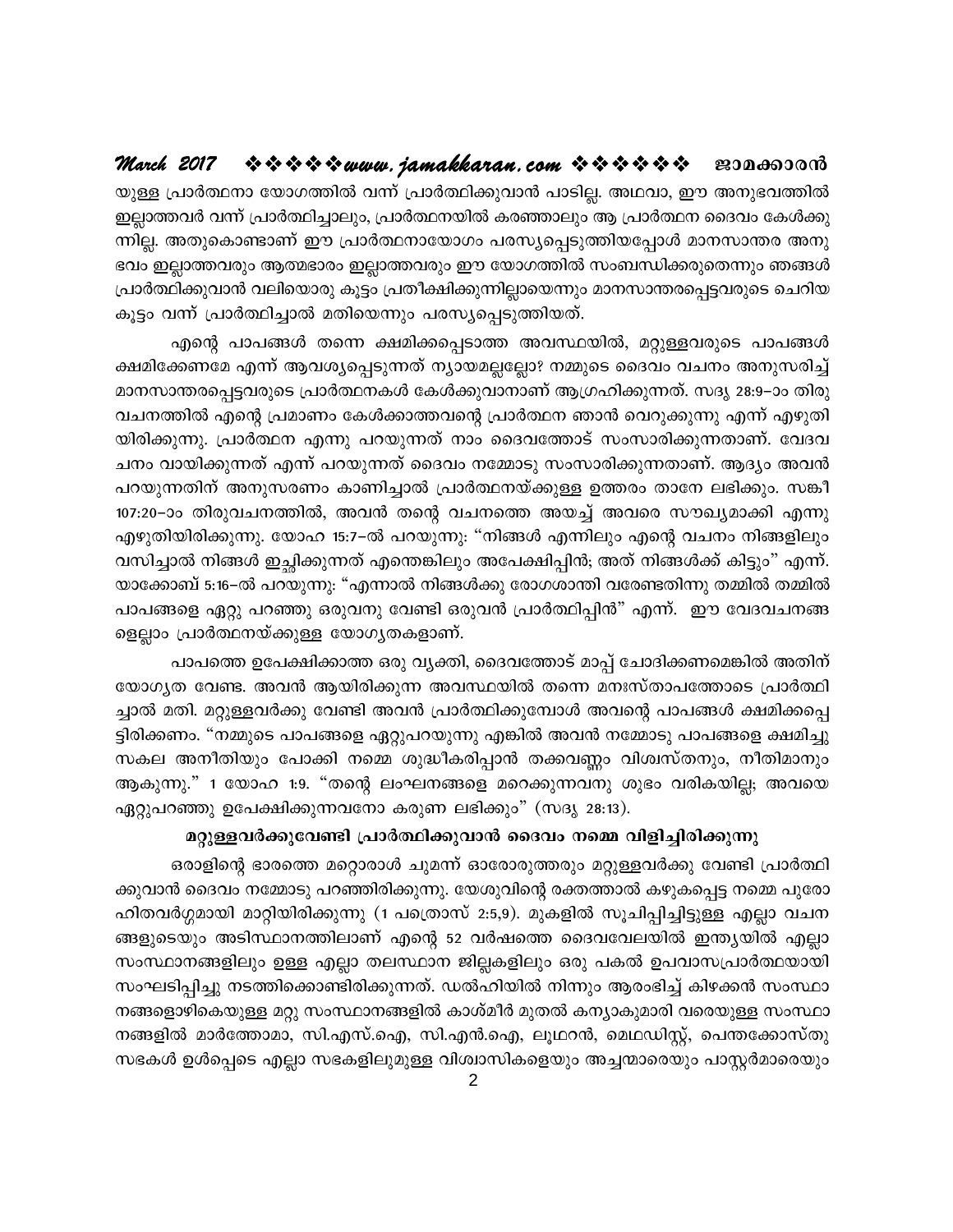യുള്ള പ്രാർത്ഥനാ യോഗത്തിൽ വന്ന് പ്രാർത്ഥിക്കുവാൻ പാടില്ല. അഥവാ, ഈ അനുഭവത്തിൽ ഇല്ലാത്തവർ വന്ന് പ്രാർത്ഥിച്ചാലും, പ്രാർത്ഥനയിൽ കരഞ്ഞാലും ആ പ്രാർത്ഥന ദൈവം കേൾക്കുന്നില്ല. അതുകൊണ്ടാണ് ഈ പ്രാർത്ഥനായോഗം പരസ്യപ്പെടുത്തിയപ്പോൾ മാനസാന്തര അനുഭവം ഇല്ലാത്തവരും ആത്മഭാരം ഇല്ലാത്തവരും ഈ യോഗത്തിൽ സംബന്ധിക്കരുതെന്നും ഞങ്ങൾ പ്രാർത്ഥിക്കുവാൻ വലിയൊരു കൂട്ടം പ്രതീക്ഷിക്കുന്നില്ലായെന്നും മാനസാന്തരപ്പെട്ടവരുടെ ചെറിയ കൂട്ടം വന്ന് പ്രാർത്ഥിച്ചാൽ മതിയെന്നും പരസ്യപ്പെടുത്തിയത്.

എന്റെ പാപങ്ങൾ തന്നെ ക്ഷമിക്കപ്പെടാത്ത അവസ്ഥയിൽ, മറ്റുള്ളവരുടെ പാപങ്ങൾ ക്ഷമിക്കേണമേ എന്ന് ആവശ്യപ്പെടുന്നത് ന്യായമല്ലല്ലോ? നമ്മുടെ ദൈവം വചനം അനുസരിച്ച് മാനസാന്തരപ്പെട്ടവരുടെ പ്രാർത്ഥനകൾ കേൾക്കുവാനാണ് ആഗ്രഹിക്കുന്നത്. സദൃ 28:9–ാം തിരുവചനത്തിൽ എന്റെ പ്രമാണം കേൾക്കാത്തവന്റെ പ്രാർത്ഥന ഞാൻ വെറുക്കുന്നു എന്ന് എഴുതിയിരിക്കുന്നു. പ്രാർത്ഥന എന്നു പറയുന്നത് നാം ദൈവത്തോട് സംസാരിക്കുന്നതാണ്. വേദവചനം വായിക്കുന്നത് എന്ന് പറയുന്നത് ദൈവം നമ്മോടു സംസാരിക്കുന്നതാണ്. ആദ്യം അവൻ പറയുന്നതിന് അനുസരണം കാണിച്ചാൽ പ്രാർത്ഥനയ്ക്കുള്ള ഉത്തരം താനേ ലഭിക്കും. സങ്കീ 107:20–ാം തിരുവചനത്തിൽ, അവൻ തന്റെ വചനത്തെ അയച്ച് അവരെ സൗഖ്യമാക്കി എന്നു എഴുതിയിരിക്കുന്നു. യോഹ 15:7–ൽ പറയുന്നു: "നിങ്ങൾ എന്നിലും എന്റെ വചനം നിങ്ങളിലും വസിച്ചാൽ നിങ്ങൾ ഇച്ഛിക്കുന്നത് എന്തെങ്കിലും അപേക്ഷിപ്പിൻ; അത് നിങ്ങൾക്ക് കിട്ടും" എന്ന്. യാക്കോബ് 5:16–ൽ പറയുന്നു: "എന്നാൽ നിങ്ങൾക്കു രോഗശാന്തി വരേണ്ടതിന്നു തമ്മിൽ തമ്മിൽ പാപങ്ങളെ ഏറ്റു പറഞ്ഞു ഒരുവനു വേണ്ടി ഒരുവൻ പ്രാർത്ഥിപ്പിൻ" എന്ന്. ഈ വേദവചനങ്ങളെല്ലാം പ്രാർത്ഥനയ്ക്കുള്ള യോഗ്യതകളാണ്.

പാപത്തെ ഉപേക്ഷിക്കാത്ത ഒരു വ്യക്തി, ദൈവത്തോട് മാപ്പ് ചോദിക്കണമെങ്കിൽ അതിന് യോഗ്യത വേണ്ട. അവൻ ആയിരിക്കുന്ന അവസ്ഥയിൽ തന്നെ മനഃസ്താപത്തോടെ പ്രാർത്ഥിച്ചാൽ മതി. മറ്റുള്ളവർക്കു വേണ്ടി അവൻ പ്രാർത്ഥിക്കുമ്പോൾ അവന്റെ പാപങ്ങൾ ക്ഷമിക്കപ്പെട്ടിരിക്കണം. "നമ്മുടെ പാപങ്ങളെ ഏറ്റുപറയുന്നു എങ്കിൽ അവൻ നമ്മോടു പാപങ്ങളെ ക്ഷമിച്ചു സകല അനീതിയും പോക്കി നമ്മെ ശുദ്ധീകരിപ്പാൻ തക്കവണ്ണം വിശ്വസ്തനും, നീതിമാനും ആകുന്നു." 1 യോഹ 1:9. "തന്റെ ലംഘനങ്ങളെ മറെക്കുന്നവനു ശുഭം വരികയില്ല; അവയെ ഏറ്റുപറഞ്ഞു ഉപേക്ഷിക്കുന്നവനോ കരുണ ലഭിക്കും" (സദൃ 28:13).

### മറ്റുള്ളവർക്കുവേണ്ടി പ്രാർത്ഥിക്കുവാൻ ദൈവം നമ്മെ വിളിച്ചിരിക്കുന്നു

ഒരാളിന്റെ ഭാരത്തെ മറ്റൊരാൾ ചുമന്ന് ഓരോരുത്തരും മറ്റുള്ളവർക്കു വേണ്ടി പ്രാർത്ഥിക്കുവാൻ ദൈവം നമ്മോടു പറഞ്ഞിരിക്കുന്നു. യേശുവിന്റെ രക്തത്താൽ കഴുകപ്പെട്ട നമ്മെ പുരോഹിതവർഗ്ഗമായി മാറ്റിയിരിക്കുന്നു (1 പത്രൊസ് 2:5,9). മുകളിൽ സൂചിപ്പിച്ചിട്ടുള്ള എല്ലാ വചനങ്ങളുടെയും അടിസ്ഥാനത്തിലാണ് എന്റെ 52 വർഷത്തെ ദൈവവേലയിൽ ഇന്ത്യയിൽ എല്ലാ സംസ്ഥാനങ്ങളിലും ഉള്ള എല്ലാ തലസ്ഥാന ജില്ലകളിലും ഒരു പകൽ ഉപവാസപ്രാർത്ഥയായി സംഘടിപ്പിച്ചു നടത്തിക്കൊണ്ടിരിക്കുന്നത്. ഡൽഹിയിൽ നിന്നും ആരംഭിച്ച് കിഴക്കൻ സംസ്ഥാനങ്ങളൊഴികെയുള്ള മറ്റു സംസ്ഥാനങ്ങളിൽ കാശ്മീർ മുതൽ കന്യാകുമാരി വരെയുള്ള സംസ്ഥാനങ്ങളിൽ മാർത്തോമാ, സി.എസ്.ഐ, സി.എൻ.ഐ, ലൂഥറൻ, മെഥഡിസ്റ്റ്, പെന്തക്കോസ്തു സഭകൾ ഉൾപ്പെടെ എല്ലാ സഭകളിലുമുള്ള വിശ്വാസികളെയും അച്ചന്മാരെയും പാസ്റ്റർമാരെയും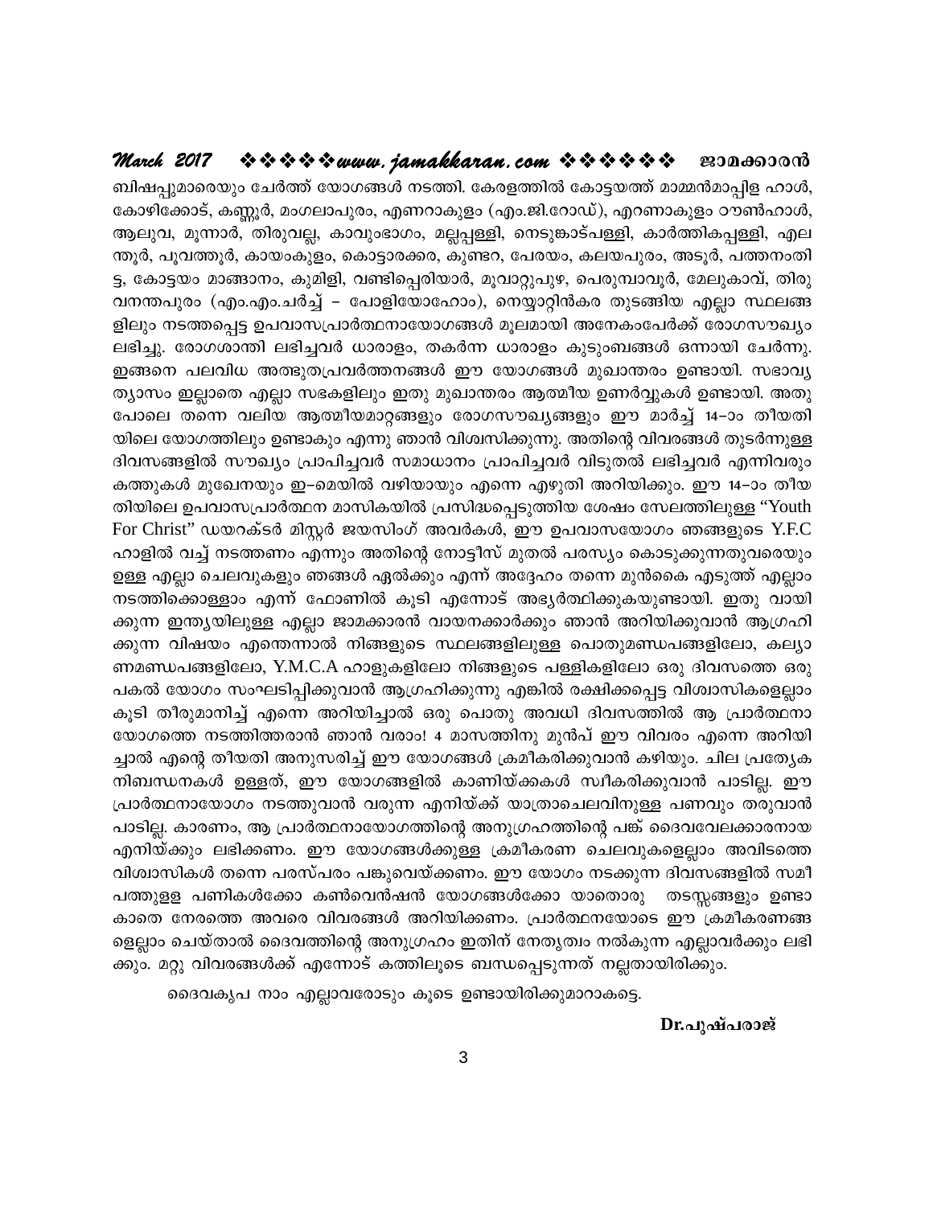ബിഷപ്പുമാരെയും ചേർത്ത് യോഗങ്ങൾ നടത്തി. കേരളത്തിൽ കോട്ടയത്ത് മാമ്മൻമാപ്പിള ഹാൾ, കോഴിക്കോട്, കണ്ണൂർ, മംഗലാപുരം, എണറാകുളം (എം.ജി.റോഡ്), എറണാകുളം ടൗൺഹാൾ, ആലുവ, മൂന്നാർ, തിരുവല്ല, കാവുംഭാഗം, മല്ലപ്പള്ളി, നെടുങ്കാട്പള്ളി, കാർത്തികപ്പള്ളി, എലന്തൂർ, പൂവത്തൂർ, കായംകുളം, കൊട്ടാരക്കര, കുണ്ടറ, പേരയം, കലയപുരം, അടൂർ, പത്തനംതിട്ട, കോട്ടയം മാങ്ങാനം, കുമിളി, വണ്ടിപ്പെരിയാർ, മൂവാറ്റുപുഴ, പെരുമ്പാവൂർ, മേലുകാവ്, തിരുവനന്തപുരം (എം.എം.ചർച്ച് – പോളിയോഹോം), നെയ്യാറ്റിൻകര തുടങ്ങിയ എല്ലാ സ്ഥലങ്ങളിലും നടത്തപ്പെട്ട ഉപവാസപ്രാർത്ഥനായോഗങ്ങൾ മൂലമായി അനേകംപേർക്ക് രോഗസൗഖ്യം ലഭിച്ചു. രോഗശാന്തി ലഭിച്ചവർ ധാരാളം, തകർന്ന ധാരാളം കുടുംബങ്ങൾ ഒന്നായി ചേർന്നു. ഇങ്ങനെ പലവിധ അത്ഭുതപ്രവർത്തനങ്ങൾ ഈ യോഗങ്ങൾ മുഖാന്തരം ഉണ്ടായി. സഭാവ്യത്യാസം ഇല്ലാതെ എല്ലാ സഭകളിലും ഇതു മുഖാന്തരം ആത്മീയ ഉണർവ്വുകൾ ഉണ്ടായി. അതുപോലെ തന്നെ വലിയ ആത്മീയമാറ്റങ്ങളും രോഗസൗഖ്യങ്ങളും ഈ മാർച്ച് 14–ാം തീയതിയിലെ യോഗത്തിലും ഉണ്ടാകും എന്നു ഞാൻ വിശ്വസിക്കുന്നു. അതിന്റെ വിവരങ്ങൾ തുടർന്നുള്ള ദിവസങ്ങളിൽ സൗഖ്യം പ്രാപിച്ചവർ സമാധാനം പ്രാപിച്ചവർ വിടുതൽ ലഭിച്ചവർ എന്നിവരും കത്തുകൾ മുഖേനയും ഇ–മെയിൽ വഴിയായും എന്നെ എഴുതി അറിയിക്കും. ഈ 14–ാം തീയതിയിലെ ഉപവാസപ്രാർത്ഥന മാസികയിൽ പ്രസിദ്ധപ്പെടുത്തിയ ശേഷം സേലത്തിലുള്ള "Youth For Christ" ഡയറക്ടർ മിസ്റ്റർ ജയസിംഗ് അവർകൾ, ഈ ഉപവാസയോഗം ഞങ്ങളുടെ Y.F.C ഹാളിൽ വച്ച് നടത്തണം എന്നും അതിന്റെ നോട്ടീസ് മുതൽ പരസ്യം കൊടുക്കുന്നതുവരെയും ഉള്ള എല്ലാ ചെലവുകളും ഞങ്ങൾ ഏൽക്കും എന്ന് അദ്ദേഹം തന്നെ മുൻകൈ എടുത്ത് എല്ലാം നടത്തിക്കൊള്ളാം എന്ന് ഫോണിൽ കൂടി എന്നോട് അഭ്യർത്ഥിക്കുകയുണ്ടായി. ഇതു വായിക്കുന്ന ഇന്ത്യയിലുള്ള എല്ലാ ജാമക്കാരൻ വായനക്കാർക്കും ഞാൻ അറിയിക്കുവാൻ ആഗ്രഹിക്കുന്ന വിഷയം എന്തെന്നാൽ നിങ്ങളുടെ സ്ഥലങ്ങളിലുള്ള പൊതുമണ്ഡപങ്ങളിലോ, കല്യാണമണ്ഡപങ്ങളിലോ, Y.M.C.A ഹാളുകളിലോ നിങ്ങളുടെ പള്ളികളിലോ ഒരു ദിവസത്തെ ഒരു പകൽ യോഗം സംഘടിപ്പിക്കുവാൻ ആഗ്രഹിക്കുന്നു എങ്കിൽ രക്ഷിക്കപ്പെട്ട വിശ്വാസികളെല്ലാം കൂടി തീരുമാനിച്ച് എന്നെ അറിയിച്ചാൽ ഒരു പൊതു അവധി ദിവസത്തിൽ ആ പ്രാർത്ഥനായോഗത്തെ നടത്തിത്തരാൻ ഞാൻ വരാം! 4 മാസത്തിനു മുൻപ് ഈ വിവരം എന്നെ അറിയിച്ചാൽ എന്റെ തീയതി അനുസരിച്ച് ഈ യോഗങ്ങൾ ക്രമീകരിക്കുവാൻ കഴിയും. ചില പ്രത്യേക നിബന്ധനകൾ ഉള്ളത്, ഈ യോഗങ്ങളിൽ കാണിയ്ക്കകൾ സ്വീകരിക്കുവാൻ പാടില്ല. ഈ പ്രാർത്ഥനായോഗം നടത്തുവാൻ വരുന്ന എനിയ്ക്ക് യാത്രാചെലവിനുള്ള പണവും തരുവാൻ പാടില്ല. കാരണം, ആ പ്രാർത്ഥനായോഗത്തിന്റെ അനുഗ്രഹത്തിന്റെ പങ്ക് ദൈവവേലക്കാരനായ എനിയ്ക്കും ലഭിക്കണം. ഈ യോഗങ്ങൾക്കുള്ള ക്രമീകരണ ചെലവുകളെല്ലാം അവിടത്തെ വിശ്വാസികൾ തന്നെ പരസ്പരം പങ്കുവെയ്ക്കണം. ഈ യോഗം നടക്കുന്ന ദിവസങ്ങളിൽ സമീപത്തുള്ള പണികൾക്കോ കൺവെൻഷൻ യോഗങ്ങൾക്കോ യാതൊരു തടസ്സങ്ങളും ഉണ്ടാകാതെ നേരത്തെ അവരെ വിവരങ്ങൾ അറിയിക്കണം. പ്രാർത്ഥനയോടെ ഈ ക്രമീകരണങ്ങളെല്ലാം ചെയ്താൽ ദൈവത്തിന്റെ അനുഗ്രഹം ഇതിന് നേതൃത്വം നൽകുന്ന എല്ലാവർക്കും ലഭിക്കും. മറ്റു വിവരങ്ങൾക്ക് എന്നോട് കത്തിലൂടെ ബന്ധപ്പെടുന്നത് നല്ലതായിരിക്കും.

ദൈവകൃപ നാം എല്ലാവരോടും കൂടെ ഉണ്ടായിരിക്കുമാറാകട്ടെ.

**Dr.പുഷ്പരാജ്**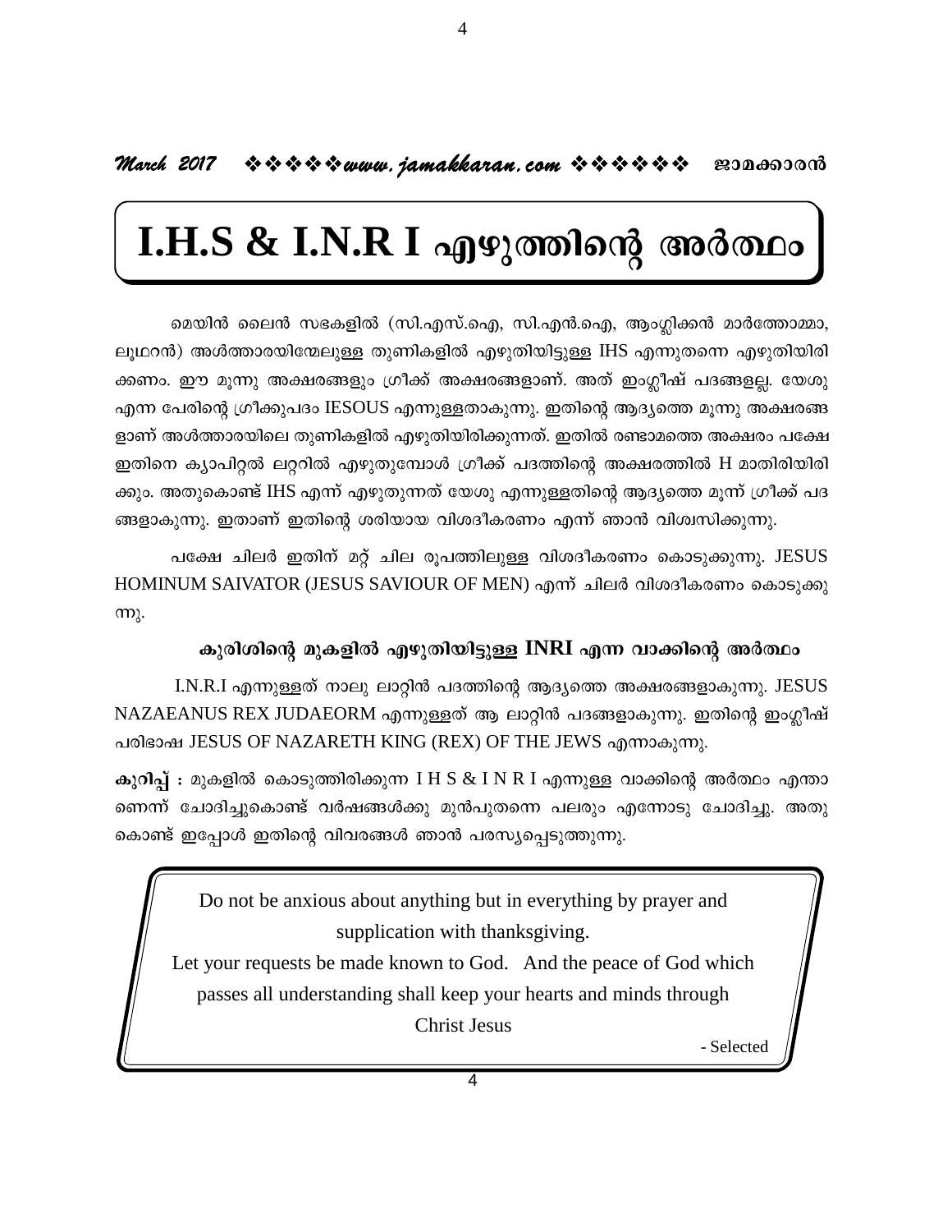# I.H.S & I.N.R I എഴുത്തിന്റെ അർത്ഥം

മെയിൻ ലൈൻ സഭകളിൽ (സി.എസ്.ഐ, സി.എൻ.ഐ, ആംഗ്ലിക്കൻ മാർത്തോമ്മാ, ലൂഥറൻ) അൾത്താരയിന്മേലുള്ള തുണികളിൽ എഴുതിയിട്ടുള്ള IHS എന്നുതന്നെ എഴുതിയിരിക്കണം. ഈ മൂന്നു അക്ഷരങ്ങളും ഗ്രീക്ക് അക്ഷരങ്ങളാണ്. അത് ഇംഗ്ലീഷ് പദങ്ങളല്ല. യേശു എന്ന പേരിന്റെ ഗ്രീക്കുപദം IESOUS എന്നുള്ളതാകുന്നു. ഇതിന്റെ ആദ്യത്തെ മൂന്നു അക്ഷരങ്ങളാണ് അൾത്താരയിലെ തുണികളിൽ എഴുതിയിരിക്കുന്നത്. ഇതിൽ രണ്ടാമത്തെ അക്ഷരം പക്ഷേ ഇതിനെ ക്യാപിറ്റൽ ലറ്ററിൽ എഴുതുമ്പോൾ ഗ്രീക്ക് പദത്തിന്റെ അക്ഷരത്തിൽ H മാതിരിയിരിക്കും. അതുകൊണ്ട് IHS എന്ന് എഴുതുന്നത് യേശു എന്നുള്ളതിന്റെ ആദ്യത്തെ മൂന്ന് ഗ്രീക്ക് പദങ്ങളാകുന്നു. ഇതാണ് ഇതിന്റെ ശരിയായ വിശദീകരണം എന്ന് ഞാൻ വിശ്വസിക്കുന്നു.

പക്ഷേ ചിലർ ഇതിന് മറ്റ് ചില രൂപത്തിലുള്ള വിശദീകരണം കൊടുക്കുന്നു. JESUS HOMINUM SAIVATOR (JESUS SAVIOUR OF MEN) എന്ന് ചിലർ വിശദീകരണം കൊടുക്കുന്നു.

### കുരിശിന്റെ മുകളിൽ എഴുതിയിട്ടുള്ള INRI എന്ന വാക്കിന്റെ അർത്ഥം

I.N.R.I എന്നുള്ളത് നാലു ലാറ്റിൻ പദത്തിന്റെ ആദ്യത്തെ അക്ഷരങ്ങളാകുന്നു. JESUS NAZAEANUS REX JUDAEORM എന്നുള്ളത് ആ ലാറ്റിൻ പദങ്ങളാകുന്നു. ഇതിന്റെ ഇംഗ്ലീഷ് പരിഭാഷ JESUS OF NAZARETH KING (REX) OF THE JEWS എന്നാകുന്നു.

**കുറിപ്പ് :** മുകളിൽ കൊടുത്തിരിക്കുന്ന I H S & I N R I എന്നുള്ള വാക്കിന്റെ അർത്ഥം എന്താണെന്ന് ചോദിച്ചുകൊണ്ട് വർഷങ്ങൾക്കു മുൻപുതന്നെ പലരും എന്നോടു ചോദിച്ചു. അതുകൊണ്ട് ഇപ്പോൾ ഇതിന്റെ വിവരങ്ങൾ ഞാൻ പരസ്യപ്പെടുത്തുന്നു.

Do not be anxious about anything but in everything by prayer and supplication with thanksgiving.
Let your requests be made known to God. And the peace of God which passes all understanding shall keep your hearts and minds through Christ Jesus

- Selected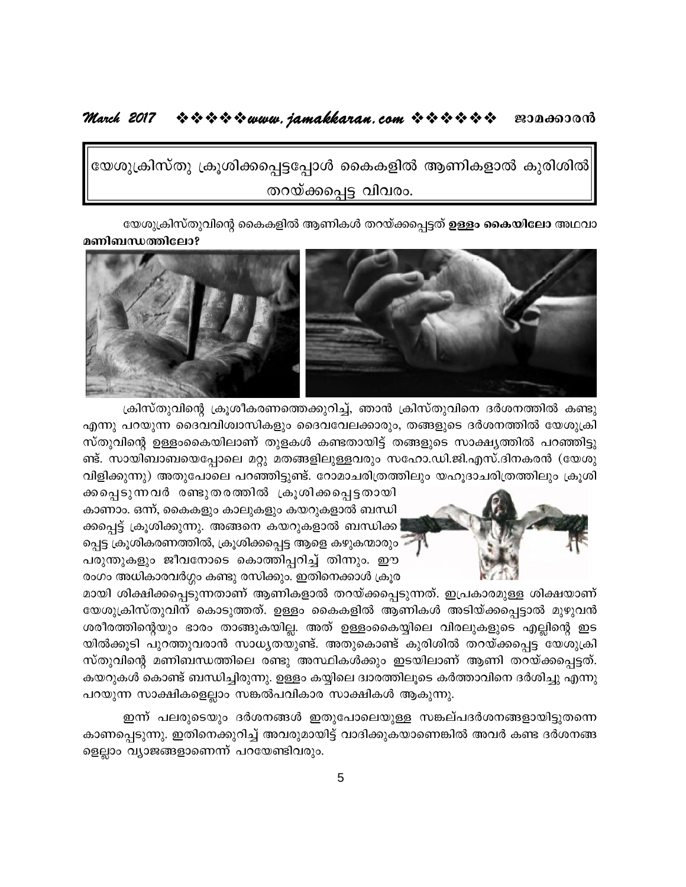# യേശുക്രിസ്തു ക്രൂശിക്കപ്പെട്ടപ്പോൾ കൈകളിൽ ആണികളാൽ കുരിശിൽ തറയ്ക്കപ്പെട്ട വിവരം.

യേശുക്രിസ്തുവിന്റെ കൈകളിൽ ആണികൾ തറയ്ക്കപ്പെട്ടത് **ഉള്ളം കൈയിലോ** അഥവാ **മണിബന്ധത്തിലോ?**

ക്രിസ്തുവിന്റെ ക്രൂശീകരണത്തെക്കുറിച്ച്, ഞാൻ ക്രിസ്തുവിനെ ദർശനത്തിൽ കണ്ടു എന്നു പറയുന്ന ദൈവവിശ്വാസികളും ദൈവവേലക്കാരും, തങ്ങളുടെ ദർശനത്തിൽ യേശുക്രിസ്തുവിന്റെ ഉള്ളംകൈയിലാണ് തുളകൾ കണ്ടതായിട്ട് തങ്ങളുടെ സാക്ഷ്യത്തിൽ പറഞ്ഞിട്ടുണ്ട്. സായിബാബയെപ്പോലെ മറ്റു മതങ്ങളിലുള്ളവരും സഹോ.ഡി.ജി.എസ്.ദിനകരൻ (യേശു വിളിക്കുന്നു) അതുപോലെ പറഞ്ഞിട്ടുണ്ട്. റോമാചരിത്രത്തിലും യഹൂദാചരിത്രത്തിലും ക്രൂശിക്കപ്പെടുന്നവർ രണ്ടുതരത്തിൽ ക്രൂശിക്കപ്പെട്ടതായി കാണാം. ഒന്ന്, കൈകളും കാലുകളും കയറുകളാൽ ബന്ധിക്കപ്പെട്ട് ക്രൂശിക്കുന്നു. അങ്ങനെ കയറുകളാൽ ബന്ധിക്കപ്പെട്ട ക്രൂശികരണത്തിൽ, ക്രൂശിക്കപ്പെട്ട ആളെ കഴുകന്മാരും പരുന്തുകളും ജീവനോടെ കൊത്തിപ്പറിച്ച് തിന്നും. ഈ രംഗം അധികാരവർഗ്ഗം കണ്ടു രസിക്കും. ഇതിനെക്കാൾ ക്രൂരമായി ശിക്ഷിക്കപ്പെടുന്നതാണ് ആണികളാൽ തറയ്ക്കപ്പെടുന്നത്. ഇപ്രകാരമുള്ള ശിക്ഷയാണ് യേശുക്രിസ്തുവിന് കൊടുത്തത്. ഉള്ളം കൈകളിൽ ആണികൾ അടിയ്ക്കപ്പെട്ടാൽ മുഴുവൻ ശരീരത്തിന്റെയും ഭാരം താങ്ങുകയില്ല. അത് ഉള്ളംകൈയ്യിലെ വിരലുകളുടെ എല്ലിന്റെ ഇടയിൽക്കൂടി പുറത്തുവരാൻ സാധ്യതയുണ്ട്. അതുകൊണ്ട് കുരിശിൽ തറയ്ക്കപ്പെട്ട യേശുക്രിസ്തുവിന്റെ മണിബന്ധത്തിലെ രണ്ടു അസ്ഥികൾക്കും ഇടയിലാണ് ആണി തറയ്ക്കപ്പെട്ടത്. കയറുകൾ കൊണ്ട് ബന്ധിച്ചിരുന്നു. ഉള്ളം കയ്യിലെ ദ്വാരത്തിലൂടെ കർത്താവിനെ ദർശിച്ചു എന്നു പറയുന്ന സാക്ഷികളെല്ലാം സങ്കൽപവികാര സാക്ഷികൾ ആകുന്നു.

ഇന്ന് പലരുടെയും ദർശനങ്ങൾ ഇതുപോലെയുള്ള സങ്കല്പദർശനങ്ങളായിട്ടുതന്നെ കാണപ്പെടുന്നു. ഇതിനെക്കുറിച്ച് അവരുമായിട്ട് വാദിക്കുകയാണെങ്കിൽ അവർ കണ്ട ദർശനങ്ങളെല്ലാം വ്യാജങ്ങളാണെന്ന് പറയേണ്ടിവരും.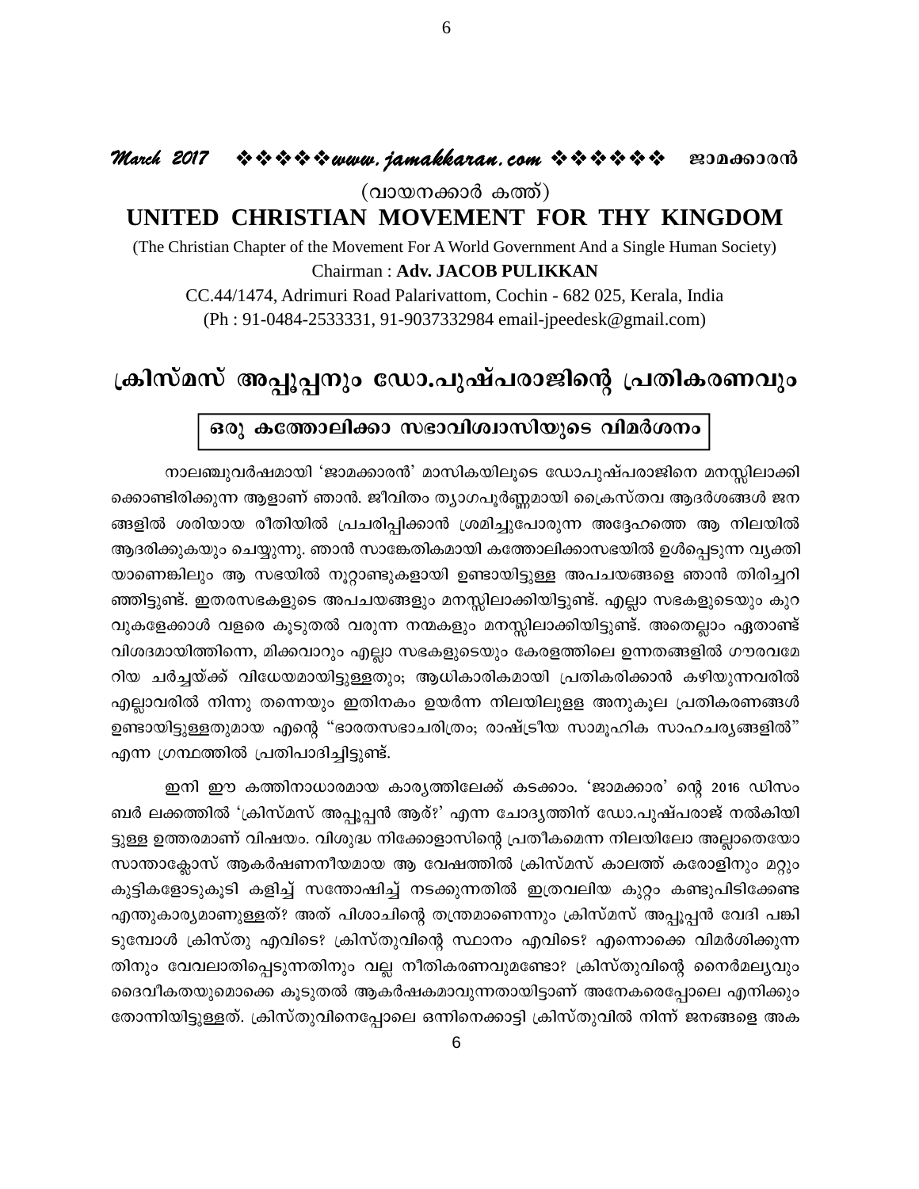(വായനക്കാർ കത്ത്)

# UNITED CHRISTIAN MOVEMENT FOR THY KINGDOM

(The Christian Chapter of the Movement For A World Government And a Single Human Society)

Chairman : **Adv. JACOB PULIKKAN**

CC.44/1474, Adrimuri Road Palarivattom, Cochin - 682 025, Kerala, India

(Ph : 91-0484-2533331, 91-9037332984 email-jpeedesk@gmail.com)

## ക്രിസ്മസ് അപ്പൂപ്പനും ഡോ.പുഷ്പരാജിന്റെ പ്രതികരണവും

### ഒരു കത്തോലിക്കാ സഭാവിശ്വാസിയുടെ വിമർശനം

നാലഞ്ചുവർഷമായി 'ജാമക്കാരൻ' മാസികയിലൂടെ ഡോ.പുഷ്പരാജിനെ മനസ്സിലാക്കിക്കൊണ്ടിരിക്കുന്ന ആളാണ് ഞാൻ. ജീവിതം ത്യാഗപൂർണ്ണമായി ക്രൈസ്തവ ആദർശങ്ങൾ ജനങ്ങളിൽ ശരിയായ രീതിയിൽ പ്രചരിപ്പിക്കാൻ ശ്രമിച്ചുപോരുന്ന അദ്ദേഹത്തെ ആ നിലയിൽ ആദരിക്കുകയും ചെയ്യുന്നു. ഞാൻ സാങ്കേതികമായി കത്തോലിക്കാസഭയിൽ ഉൾപ്പെടുന്ന വ്യക്തിയാണെങ്കിലും ആ സഭയിൽ നൂറ്റാണ്ടുകളായി ഉണ്ടായിട്ടുള്ള അപചയങ്ങളെ ഞാൻ തിരിച്ചറിഞ്ഞിട്ടുണ്ട്. ഇതരസഭകളുടെ അപചയങ്ങളും മനസ്സിലാക്കിയിട്ടുണ്ട്. എല്ലാ സഭകളുടെയും കുറവുകളേക്കാൾ വളരെ കൂടുതൽ വരുന്ന നന്മകളും മനസ്സിലാക്കിയിട്ടുണ്ട്. അതെല്ലാം ഏതാണ്ട് വിശദമായിത്തന്നെ, മിക്കവാറും എല്ലാ സഭകളുടെയും കേരളത്തിലെ ഉന്നതങ്ങളിൽ ഗൗരവമേറിയ ചർച്ചയ്ക്ക് വിധേയമായിട്ടുള്ളതും; ആധികാരികമായി പ്രതികരിക്കാൻ കഴിയുന്നവരിൽ എല്ലാവരിൽ നിന്നു തന്നെയും ഇതിനകം ഉയർന്ന നിലയിലുള്ള അനുകൂല പ്രതികരണങ്ങൾ ഉണ്ടായിട്ടുള്ളതുമായ എന്റെ "ഭാരതസഭാചരിത്രം; രാഷ്ട്രീയ സാമൂഹിക സാഹചര്യങ്ങളിൽ" എന്ന ഗ്രന്ഥത്തിൽ പ്രതിപാദിച്ചിട്ടുണ്ട്.

ഇനി ഈ കത്തിനാധാരമായ കാര്യത്തിലേക്ക് കടക്കാം. 'ജാമക്കാര' ന്റെ 2016 ഡിസംബർ ലക്കത്തിൽ 'ക്രിസ്മസ് അപ്പൂപ്പൻ ആര്?' എന്ന ചോദ്യത്തിന് ഡോ.പുഷ്പരാജ് നൽകിയിട്ടുള്ള ഉത്തരമാണ് വിഷയം. വിശുദ്ധ നിക്കോളാസിന്റെ പ്രതീകമെന്ന നിലയിലോ അല്ലാതെയോ സാന്താക്ലോസ് ആകർഷണനീയമായ ആ വേഷത്തിൽ ക്രിസ്മസ് കാലത്ത് കരോളിനും മറ്റും കുട്ടികളോടുകൂടി കളിച്ച് സന്തോഷിച്ച് നടക്കുന്നതിൽ ഇത്രവലിയ കുറ്റം കണ്ടുപിടിക്കേണ്ട എന്തുകാര്യമാണുള്ളത്? അത് പിശാചിന്റെ തന്ത്രമാണെന്നും ക്രിസ്മസ് അപ്പൂപ്പൻ വേദി പങ്കിടുമ്പോൾ ക്രിസ്തു എവിടെ? ക്രിസ്തുവിന്റെ സ്ഥാനം എവിടെ? എന്നൊക്കെ വിമർശിക്കുന്നതിനും വേവലാതിപ്പെടുന്നതിനും വല്ല നീതികരണവുമണ്ടോ? ക്രിസ്തുവിന്റെ നൈർമല്യവും ദൈവീകതയുമൊക്കെ കൂടുതൽ ആകർഷകമാവുന്നതായിട്ടാണ് അനേകരെപ്പോലെ എനിക്കും തോന്നിയിട്ടുള്ളത്. ക്രിസ്തുവിനെപ്പോലെ ഒന്നിനെക്കാട്ടി ക്രിസ്തുവിൽ നിന്ന് ജനങ്ങളെ അക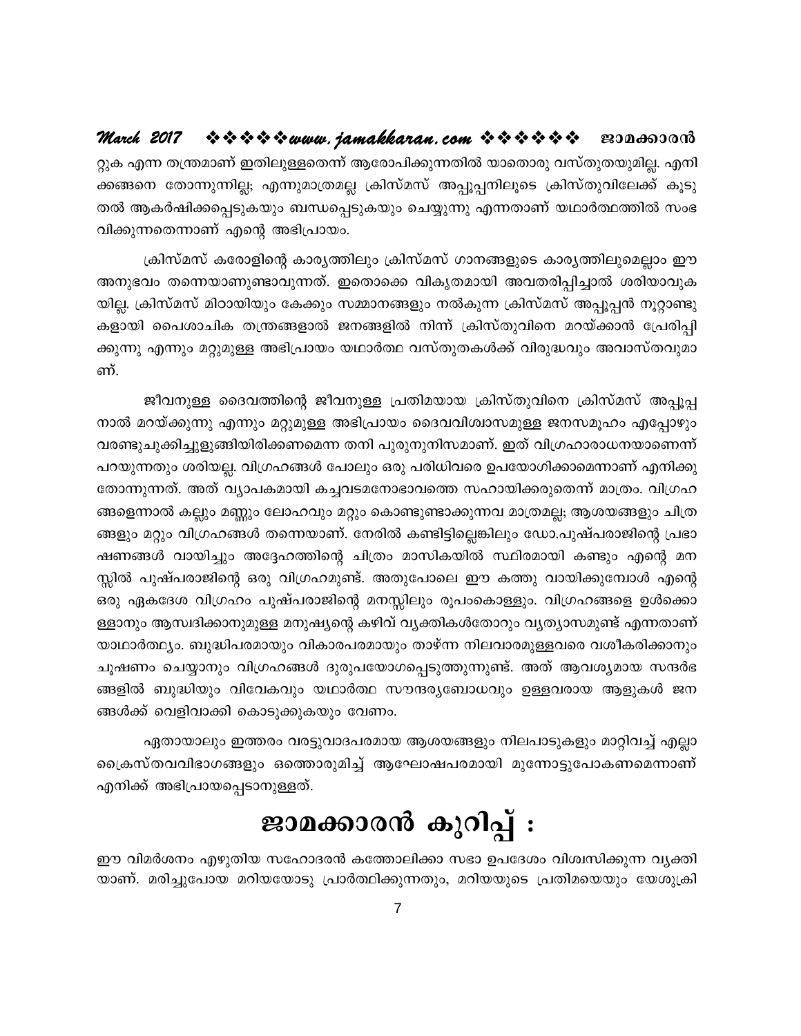റ്റുക എന്ന തന്ത്രമാണ് ഇതിലുള്ളതെന്ന് ആരോപിക്കുന്നതിൽ യാതൊരു വസ്തുതയുമില്ല. എനിക്കങ്ങനെ തോന്നുന്നില്ല; എന്നുമാത്രമല്ല ക്രിസ്മസ് അപ്പൂപ്പനിലൂടെ ക്രിസ്തുവിലേക്ക് കൂടുതൽ ആകർഷിക്കപ്പെടുകയും ബന്ധപ്പെടുകയും ചെയ്യുന്നു എന്നതാണ് യഥാർത്ഥത്തിൽ സംഭവിക്കുന്നതെന്നാണ് എന്റെ അഭിപ്രായം.

ക്രിസ്മസ് കരോളിന്റെ കാര്യത്തിലും ക്രിസ്മസ് ഗാനങ്ങളുടെ കാര്യത്തിലുമെല്ലാം ഈ അനുഭവം തന്നെയാണുണ്ടാവുന്നത്. ഇതൊക്കെ വികൃതമായി അവതരിപ്പിച്ചാൽ ശരിയാവുകയില്ല. ക്രിസ്മസ് മിഠായിയും കേക്കും സമ്മാനങ്ങളും നൽകുന്ന ക്രിസ്മസ് അപ്പൂപ്പൻ നൂറ്റാണ്ടുകളായി പൈശാചിക തന്ത്രങ്ങളാൽ ജനങ്ങളിൽ നിന്ന് ക്രിസ്തുവിനെ മറയ്ക്കാൻ പ്രേരിപ്പിക്കുന്നു എന്നും മറ്റുമുള്ള അഭിപ്രായം യഥാർത്ഥ വസ്തുതകൾക്ക് വിരുദ്ധവും അവാസ്തവുമാണ്.

ജീവനുള്ള ദൈവത്തിന്റെ ജീവനുള്ള പ്രതിമയായ ക്രിസ്തുവിനെ ക്രിസ്മസ് അപ്പൂപ്പനാൽ മറയ്ക്കുന്നു എന്നും മറ്റുമുള്ള അഭിപ്രായം ദൈവവിശ്വാസമുള്ള ജനസമൂഹം എപ്പോഴും വരണ്ടുചുക്കിച്ചുളുങ്ങിയിരിക്കണമെന്ന തനി പുരുനുനിസമാണ്. ഇത് വിഗ്രഹാരാധനയാണെന്ന് പറയുന്നതും ശരിയല്ല. വിഗ്രഹങ്ങൾ പോലും ഒരു പരിധിവരെ ഉപയോഗിക്കാമെന്നാണ് എനിക്കു തോന്നുന്നത്. അത് വ്യാപകമായി കച്ചവടമനോഭാവത്തെ സഹായിക്കരുതെന്ന് മാത്രം. വിഗ്രഹങ്ങളെന്നാൽ കല്ലും മണ്ണും ലോഹവും മറ്റും കൊണ്ടുണ്ടാക്കുന്നവ മാത്രമല്ല; ആശയങ്ങളും ചിത്രങ്ങളും മറ്റും വിഗ്രഹങ്ങൾ തന്നെയാണ്. നേരിൽ കണ്ടിട്ടില്ലെങ്കിലും ഡോ.പുഷ്പരാജിന്റെ പ്രഭാഷണങ്ങൾ വായിച്ചും അദ്ദേഹത്തിന്റെ ചിത്രം മാസികയിൽ സ്ഥിരമായി കണ്ടും എന്റെ മനസ്സിൽ പുഷ്പരാജിന്റെ ഒരു വിഗ്രഹമുണ്ട്. അതുപോലെ ഈ കത്തു വായിക്കുമ്പോൾ എന്റെ ഒരു ഏകദേശ വിഗ്രഹം പുഷ്പരാജിന്റെ മനസ്സിലും രൂപംകൊള്ളും. വിഗ്രഹങ്ങളെ ഉൾക്കൊള്ളാനും ആസ്വദിക്കാനുമുള്ള മനുഷ്യന്റെ കഴിവ് വ്യക്തികൾതോറും വ്യത്യാസമുണ്ട് എന്നതാണ് യാഥാർത്ഥ്യം. ബുദ്ധിപരമായും വികാരപരമായും താഴ്ന്ന നിലവാരമുള്ളവരെ വശീകരിക്കാനും ചൂഷണം ചെയ്യാനും വിഗ്രഹങ്ങൾ ദുരുപയോഗപ്പെടുത്തുന്നുണ്ട്. അത് ആവശ്യമായ സന്ദർഭങ്ങളിൽ ബുദ്ധിയും വിവേകവും യഥാർത്ഥ സൗന്ദര്യബോധവും ഉള്ളവരായ ആളുകൾ ജനങ്ങൾക്ക് വെളിവാക്കി കൊടുക്കുകയും വേണം.

ഏതായാലും ഇത്തരം വരട്ടുവാദപരമായ ആശയങ്ങളും നിലപാടുകളും മാറ്റിവച്ച് എല്ലാ ക്രൈസ്തവവിഭാഗങ്ങളും ഒത്തൊരുമിച്ച് ആഘോഷപരമായി മുന്നോട്ടുപോകണമെന്നാണ് എനിക്ക് അഭിപ്രായപ്പെടാനുള്ളത്.

# ജാമക്കാരൻ കുറിപ്പ് :

ഈ വിമർശനം എഴുതിയ സഹോദരൻ കത്തോലിക്കാ സഭാ ഉപദേശം വിശ്വസിക്കുന്ന വ്യക്തിയാണ്. മരിച്ചുപോയ മറിയയോടു പ്രാർത്ഥിക്കുന്നതും, മറിയയുടെ പ്രതിമയെയും യേശുക്രി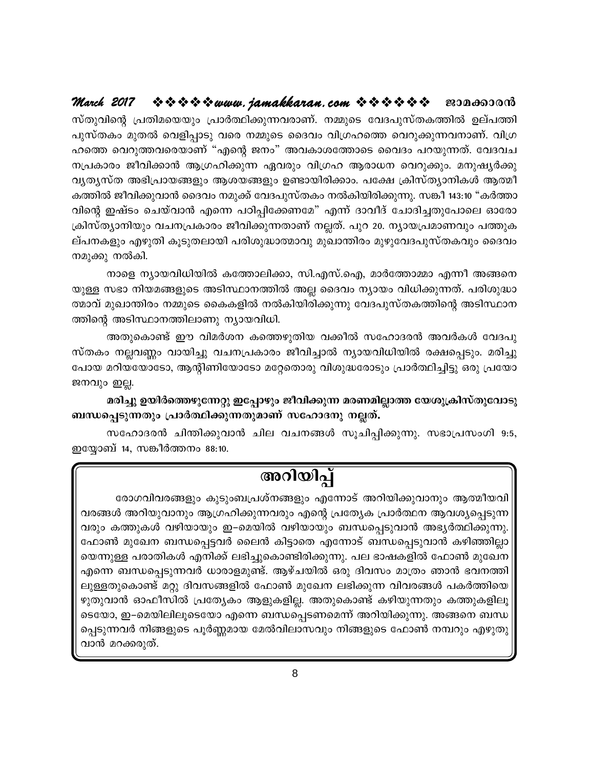സ്തുവിന്റെ പ്രതിമയെയും പ്രാർത്ഥിക്കുന്നവരാണ്. നമ്മുടെ വേദപുസ്തകത്തിൽ ഉല്പത്തി പുസ്തകം മുതൽ വെളിപ്പാടു വരെ നമ്മുടെ ദൈവം വിഗ്രഹത്തെ വെറുക്കുന്നവനാണ്. വിഗ്രഹത്തെ വെറുത്തവരെയാണ് "എന്റെ ജനം" അവകാശത്തോടെ വൈദം പറയുന്നത്. വേദവചനപ്രകാരം ജീവിക്കാൻ ആഗ്രഹിക്കുന്ന ഏവരും വിഗ്രഹ ആരാധന വെറുക്കും. മനുഷ്യർക്കു വ്യത്യസ്ത അഭിപ്രായങ്ങളും ആശയങ്ങളും ഉണ്ടായിരിക്കാം. പക്ഷേ ക്രിസ്ത്യാനികൾ ആത്മീകത്തിൽ ജീവിക്കുവാൻ ദൈവം നമുക്ക് വേദപുസ്തകം നൽകിയിരിക്കുന്നു. സങ്കീ 143:10 "കർത്താവിന്റെ ഇഷ്ടം ചെയ്‌വാൻ എന്നെ പഠിപ്പിക്കേണമേ" എന്ന് ദാവീദ് ചോദിച്ചതുപോലെ ഓരോ ക്രിസ്ത്യാനിയും വചനപ്രകാരം ജീവിക്കുന്നതാണ് നല്ലത്. പുറ 20. ന്യായപ്രമാണവും പത്തുകല്പനകളും എഴുതി കൂടുതലായി പരിശുദ്ധാത്മാവു മുഖാന്തിരം മുഴുവേദപുസ്തകവും ദൈവം നമുക്കു നൽകി.

നാളെ ന്യായവിധിയിൽ കത്തോലിക്കാ, സി.എസ്.ഐ, മാർത്തോമ്മാ എന്നീ അങ്ങനെയുള്ള സഭാ നിയമങ്ങളുടെ അടിസ്ഥാനത്തിൽ അല്ല ദൈവം ന്യായം വിധിക്കുന്നത്. പരിശുദ്ധാത്മാവ് മുഖാന്തിരം നമ്മുടെ കൈകളിൽ നൽകിയിരിക്കുന്നു വേദപുസ്തകത്തിന്റെ അടിസ്ഥാനത്തിന്റെ അടിസ്ഥാനത്തിലാണു ന്യായവിധി.

അതുകൊണ്ട് ഈ വിമർശന കത്തെഴുതിയ വക്കീൽ സഹോദരൻ അവർകൾ വേദപുസ്തകം നല്ലവണ്ണം വായിച്ചു വചനപ്രകാരം ജീവിച്ചാൽ ന്യായവിധിയിൽ രക്ഷപ്പെടും. മരിച്ചു പോയ മറിയയോടോ, ആന്റിണിയോടോ മറ്റേതൊരു വിശുദ്ധരോടും പ്രാർത്ഥിച്ചിട്ടു ഒരു പ്രയോജനവും ഇല്ല.

**മരിച്ചു ഉയിർത്തെഴുന്നേറ്റു ഇപ്പോഴും ജീവിക്കുന്ന മരണമില്ലാത്ത യേശുക്രിസ്തുവോടു ബന്ധപ്പെടുന്നതും പ്രാർത്ഥിക്കുന്നതുമാണ് സഹോദരനു നല്ലത്.**

സഹോദരൻ ചിന്തിക്കുവാൻ ചില വചനങ്ങൾ സൂചിപ്പിക്കുന്നു. സഭാപ്രസംഗി 9:5, ഇയ്യോബ് 14, സങ്കീർത്തനം 88:10.

## അറിയിപ്പ്

രോഗവിവരങ്ങളും കുടുംബപ്രശ്നങ്ങളും എന്നോട് അറിയിക്കുവാനും ആത്മീയവിവരങ്ങൾ അറിയുവാനും ആഗ്രഹിക്കുന്നവരും എന്റെ പ്രത്യേക പ്രാർത്ഥന ആവശ്യപ്പെടുന്നവരും കത്തുകൾ വഴിയായും ഇ–മെയിൽ വഴിയായും ബന്ധപ്പെടുവാൻ അഭ്യർത്ഥിക്കുന്നു. ഫോൺ മുഖേന ബന്ധപ്പെട്ടവർ ലൈൻ കിട്ടാതെ എന്നോട് ബന്ധപ്പെടുവാൻ കഴിഞ്ഞില്ലായെന്നുള്ള പരാതികൾ എനിക്ക് ലഭിച്ചുകൊണ്ടിരിക്കുന്നു. പല ഭാഷകളിൽ ഫോൺ മുഖേന എന്നെ ബന്ധപ്പെടുന്നവർ ധാരാളമുണ്ട്. ആഴ്ചയിൽ ഒരു ദിവസം മാത്രം ഞാൻ ഭവനത്തിലുള്ളതുകൊണ്ട് മറ്റു ദിവസങ്ങളിൽ ഫോൺ മുഖേന ലഭിക്കുന്ന വിവരങ്ങൾ പകർത്തിയെഴുതുവാൻ ഓഫീസിൽ പ്രത്യേകം ആളുകളില്ല. അതുകൊണ്ട് കഴിയുന്നതും കത്തുകളിലൂടെയോ, ഇ–മെയിലിലൂടെയോ എന്നെ ബന്ധപ്പെടണമെന്ന് അറിയിക്കുന്നു. അങ്ങനെ ബന്ധപ്പെടുന്നവർ നിങ്ങളുടെ പൂർണ്ണമായ മേൽവിലാസവും നിങ്ങളുടെ ഫോൺ നമ്പറും എഴുതുവാൻ മറക്കരുത്.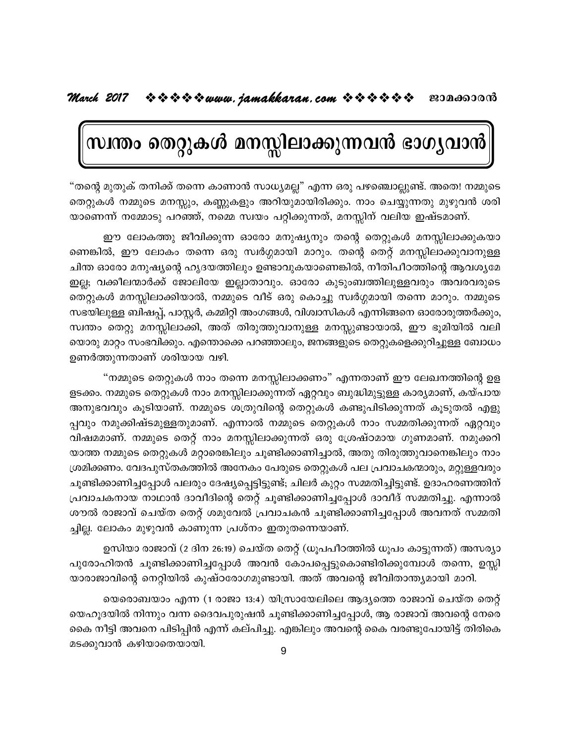# സ്വന്തം തെറ്റുകൾ മനസ്സിലാക്കുന്നവൻ ഭാഗ്യവാൻ

"തന്റെ മുതുക് തനിക്ക് തന്നെ കാണാൻ സാധ്യമല്ല" എന്ന ഒരു പഴഞ്ചൊല്ലുണ്ട്. അതെ! നമ്മുടെ തെറ്റുകൾ നമ്മുടെ മനസ്സും, കണ്ണുകളും അറിയുമായിരിക്കും. നാം ചെയ്യുന്നതു മുഴുവൻ ശരിയാണെന്ന് നമ്മോടു പറഞ്ഞ്, നമ്മെ സ്വയം പറ്റിക്കുന്നത്, മനസ്സിന് വലിയ ഇഷ്ടമാണ്.

ഈ ലോകത്തു ജീവിക്കുന്ന ഓരോ മനുഷ്യനും തന്റെ തെറ്റുകൾ മനസ്സിലാക്കുകയാണെങ്കിൽ, ഈ ലോകം തന്നെ ഒരു സ്വർഗ്ഗമായി മാറും. തന്റെ തെറ്റ് മനസ്സിലാക്കുവാനുള്ള ചിന്ത ഓരോ മനുഷ്യന്റെ ഹൃദയത്തിലും ഉണ്ടാവുകയാണെങ്കിൽ, നീതിപീഠത്തിന്റെ ആവശ്യമേ ഇല്ല; വക്കീലന്മാർക്ക് ജോലിയേ ഇല്ലാതാവും. ഓരോ കുടുംബത്തിലുള്ളവരും അവരവരുടെ തെറ്റുകൾ മനസ്സിലാക്കിയാൽ, നമ്മുടെ വീട് ഒരു കൊച്ചു സ്വർഗ്ഗമായി തന്നെ മാറും. നമ്മുടെ സഭയിലുള്ള ബിഷപ്പ്, പാസ്റ്റർ, കമ്മിറ്റി അംഗങ്ങൾ, വിശ്വാസികൾ എന്നിങ്ങനെ ഓരോരുത്തർക്കും, സ്വന്തം തെറ്റു മനസ്സിലാക്കി, അത് തിരുത്തുവാനുള്ള മനസ്സുണ്ടായാൽ, ഈ ഭൂമിയിൽ വലിയൊരു മാറ്റം സംഭവിക്കും. എന്തൊക്കെ പറഞ്ഞാലും, ജനങ്ങളുടെ തെറ്റുകളെക്കുറിച്ചുള്ള ബോധം ഉണർത്തുന്നതാണ് ശരിയായ വഴി.

"നമ്മുടെ തെറ്റുകൾ നാം തന്നെ മനസ്സിലാക്കണം" എന്നതാണ് ഈ ലേഖനത്തിന്റെ ഉള്ളടക്കം. നമ്മുടെ തെറ്റുകൾ നാം മനസ്സിലാക്കുന്നത് ഏറ്റവും ബുദ്ധിമുട്ടുള്ള കാര്യമാണ്, കയ്പായ അനുഭവവും കൂടിയാണ്. നമ്മുടെ ശത്രുവിന്റെ തെറ്റുകൾ കണ്ടുപിടിക്കുന്നത് കൂടുതൽ എളുപ്പവും നമുക്കിഷ്ടമുള്ളതുമാണ്. എന്നാൽ നമ്മുടെ തെറ്റുകൾ നാം സമ്മതിക്കുന്നത് ഏറ്റവും വിഷമമാണ്. നമ്മുടെ തെറ്റ് നാം മനസ്സിലാക്കുന്നത് ഒരു ശ്രേഷ്ഠമായ ഗുണമാണ്. നമുക്കറിയാത്ത നമ്മുടെ തെറ്റുകൾ മറ്റാരെങ്കിലും ചൂണ്ടിക്കാണിച്ചാൽ, അതു തിരുത്തുവാനെങ്കിലും നാം ശ്രമിക്കണം. വേദപുസ്തകത്തിൽ അനേകം പേരുടെ തെറ്റുകൾ പല പ്രവാചകന്മാരും, മറ്റുള്ളവരും ചൂണ്ടിക്കാണിച്ചപ്പോൾ പലരും ദേഷ്യപ്പെട്ടിട്ടുണ്ട്; ചിലർ കുറ്റം സമ്മതിച്ചിട്ടുണ്ട്. ഉദാഹരണത്തിന് പ്രവാചകനായ നാഥാൻ ദാവീദിന്റെ തെറ്റ് ചൂണ്ടിക്കാണിച്ചപ്പോൾ ദാവീദ് സമ്മതിച്ചു. എന്നാൽ ശൗൽ രാജാവ് ചെയ്ത തെറ്റ് ശമുവേൽ പ്രവാചകൻ ചൂണ്ടിക്കാണിച്ചപ്പോൾ അവനത് സമ്മതിച്ചില്ല. ലോകം മുഴുവൻ കാണുന്ന പ്രശ്നം ഇതുതന്നെയാണ്.

ഉസിയാ രാജാവ് (2 ദിന 26:19) ചെയ്ത തെറ്റ് (ധൂപപീഠത്തിൽ ധൂപം കാട്ടുന്നത്) അസര്യാ പുരോഹിതൻ ചൂണ്ടിക്കാണിച്ചപ്പോൾ അവൻ കോപപ്പെട്ടുകൊണ്ടിരിക്കുമ്പോൾ തന്നെ, ഉസ്സിയാരാജാവിന്റെ നെറ്റിയിൽ കുഷ്ഠരോഗമുണ്ടായി. അത് അവന്റെ ജീവിതാന്ത്യമായി മാറി.

യെരൊബയാം എന്ന (1 രാജാ 13:4) യിസ്രായേലിലെ ആദ്യത്തെ രാജാവ് ചെയ്ത തെറ്റ് യെഹൂദയിൽ നിന്നും വന്ന ദൈവപുരുഷൻ ചൂണ്ടിക്കാണിച്ചപ്പോൾ, ആ രാജാവ് അവന്റെ നേരെ കൈ നീട്ടി അവനെ പിടിപ്പിൻ എന്ന് കല്പിച്ചു. എങ്കിലും അവന്റെ കൈ വരണ്ടുപോയിട്ട് തിരികെ മടക്കുവാൻ കഴിയാതെയായി.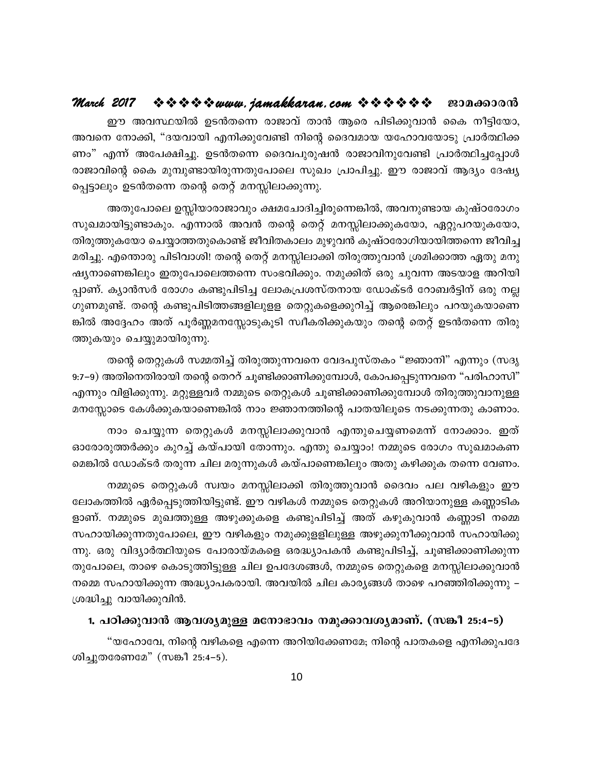ഈ അവസ്ഥയിൽ ഉടൻതന്നെ രാജാവ് താൻ ആരെ പിടിക്കുവാൻ കൈ നീട്ടിയോ, അവനെ നോക്കി, "ദയവായി എനിക്കുവേണ്ടി നിന്റെ ദൈവമായ യഹോവയോടു പ്രാർത്ഥിക്കണം" എന്ന് അപേക്ഷിച്ചു. ഉടൻതന്നെ ദൈവപുരുഷൻ രാജാവിനുവേണ്ടി പ്രാർത്ഥിച്ചപ്പോൾ രാജാവിന്റെ കൈ മുമ്പുണ്ടായിരുന്നതുപോലെ സുഖം പ്രാപിച്ചു. ഈ രാജാവ് ആദ്യം ദേഷ്യപ്പെട്ടാലും ഉടൻതന്നെ തന്റെ തെറ്റ് മനസ്സിലാക്കുന്നു.

അതുപോലെ ഉസ്സിയാരാജാവും ക്ഷമചോദിച്ചിരുന്നെങ്കിൽ, അവനുണ്ടായ കുഷ്ഠരോഗം സുഖമായിട്ടുണ്ടാകും. എന്നാൽ അവൻ തന്റെ തെറ്റ് മനസ്സിലാക്കുകയോ, ഏറ്റുപറയുകയോ, തിരുത്തുകയോ ചെയ്യാത്തതുകൊണ്ട് ജീവിതകാലം മുഴുവൻ കുഷ്ഠരോഗിയായിത്തന്നെ ജീവിച്ച മരിച്ചു. എന്തൊരു പിടിവാശി! തന്റെ തെറ്റ് മനസ്സിലാക്കി തിരുത്തുവാൻ ശ്രമിക്കാത്ത ഏതു മനുഷ്യനാണെങ്കിലും ഇതുപോലെത്തന്നെ സംഭവിക്കും. നമുക്കിത് ഒരു ചുവന്ന അടയാള അറിയിപ്പാണ്. ക്യാൻസർ രോഗം കണ്ടുപിടിച്ച ലോകപ്രശസ്തനായ ഡോക്ടർ റോബർട്ടിന് ഒരു നല്ല ഗുണമുണ്ട്. തന്റെ കണ്ടുപിടിത്തങ്ങളിലുള്ള തെറ്റുകളെക്കുറിച്ച് ആരെങ്കിലും പറയുകയാണെങ്കിൽ അദ്ദേഹം അത് പൂർണ്ണമനസ്സോടുകൂടി സ്വീകരിക്കുകയും തന്റെ തെറ്റ് ഉടൻതന്നെ തിരുത്തുകയും ചെയ്യുമായിരുന്നു.

തന്റെ തെറ്റുകൾ സമ്മതിച്ച് തിരുത്തുന്നവനെ വേദപുസ്തകം "ജ്ഞാനി" എന്നും (സദൃ 9:7–9) അതിനെതിരായി തന്റെ തെററ് ചൂണ്ടിക്കാണിക്കുമ്പോൾ, കോപപ്പെടുന്നവനെ "പരിഹാസി" എന്നും വിളിക്കുന്നു. മറ്റുള്ളവർ നമ്മുടെ തെറ്റുകൾ ചൂണ്ടിക്കാണിക്കുമ്പോൾ തിരുത്തുവാനുള്ള മനസ്സോടെ കേൾക്കുകയാണെങ്കിൽ നാം ജ്ഞാനത്തിന്റെ പാതയിലൂടെ നടക്കുന്നതു കാണാം.

നാം ചെയ്യുന്ന തെറ്റുകൾ മനസ്സിലാക്കുവാൻ എന്തുചെയ്യണമെന്ന് നോക്കാം. ഇത് ഓരോരുത്തർക്കും കുറച്ച് കയ്പായി തോന്നും. എന്തു ചെയ്യാം! നമ്മുടെ രോഗം സുഖമാകണമെങ്കിൽ ഡോക്ടർ തരുന്ന ചില മരുന്നുകൾ കയ്പാണെങ്കിലും അതു കഴിക്കുക തന്നെ വേണം.

നമ്മുടെ തെറ്റുകൾ സ്വയം മനസ്സിലാക്കി തിരുത്തുവാൻ ദൈവം പല വഴികളും ഈ ലോകത്തിൽ ഏർപ്പെടുത്തിയിട്ടുണ്ട്. ഈ വഴികൾ നമ്മുടെ തെറ്റുകൾ അറിയാനുള്ള കണ്ണാടികളാണ്. നമ്മുടെ മുഖത്തുള്ള അഴുക്കുകളെ കണ്ടുപിടിച്ച് അത് കഴുകുവാൻ കണ്ണാടി നമ്മെ സഹായിക്കുന്നതുപോലെ, ഈ വഴികളും നമുക്കുള്ളിലുള്ള അഴുക്കുനീക്കുവാൻ സഹായിക്കുന്നു. ഒരു വിദ്യാർത്ഥിയുടെ പോരായ്മകളെ ഒരദ്ധ്യാപകൻ കണ്ടുപിടിച്ച്, ചൂണ്ടിക്കാണിക്കുന്നതുപോലെ, താഴെ കൊടുത്തിട്ടുള്ള ചില ഉപദേശങ്ങൾ, നമ്മുടെ തെറ്റുകളെ മനസ്സിലാക്കുവാൻ നമ്മെ സഹായിക്കുന്ന അദ്ധ്യാപകരായി. അവയിൽ ചില കാര്യങ്ങൾ താഴെ പറഞ്ഞിരിക്കുന്നു – ശ്രദ്ധിച്ചു വായിക്കുവിൻ.

### 1. പഠിക്കുവാൻ ആവശ്യമുള്ള മനോഭാവം നമുക്കാവശ്യമാണ്. (സങ്കീ 25:4–5)

"യഹോവേ, നിന്റെ വഴികളെ എന്നെ അറിയിക്കേണമേ; നിന്റെ പാതകളെ എനിക്കുപദേശിച്ചുതരേണമേ" (സങ്കീ 25:4–5).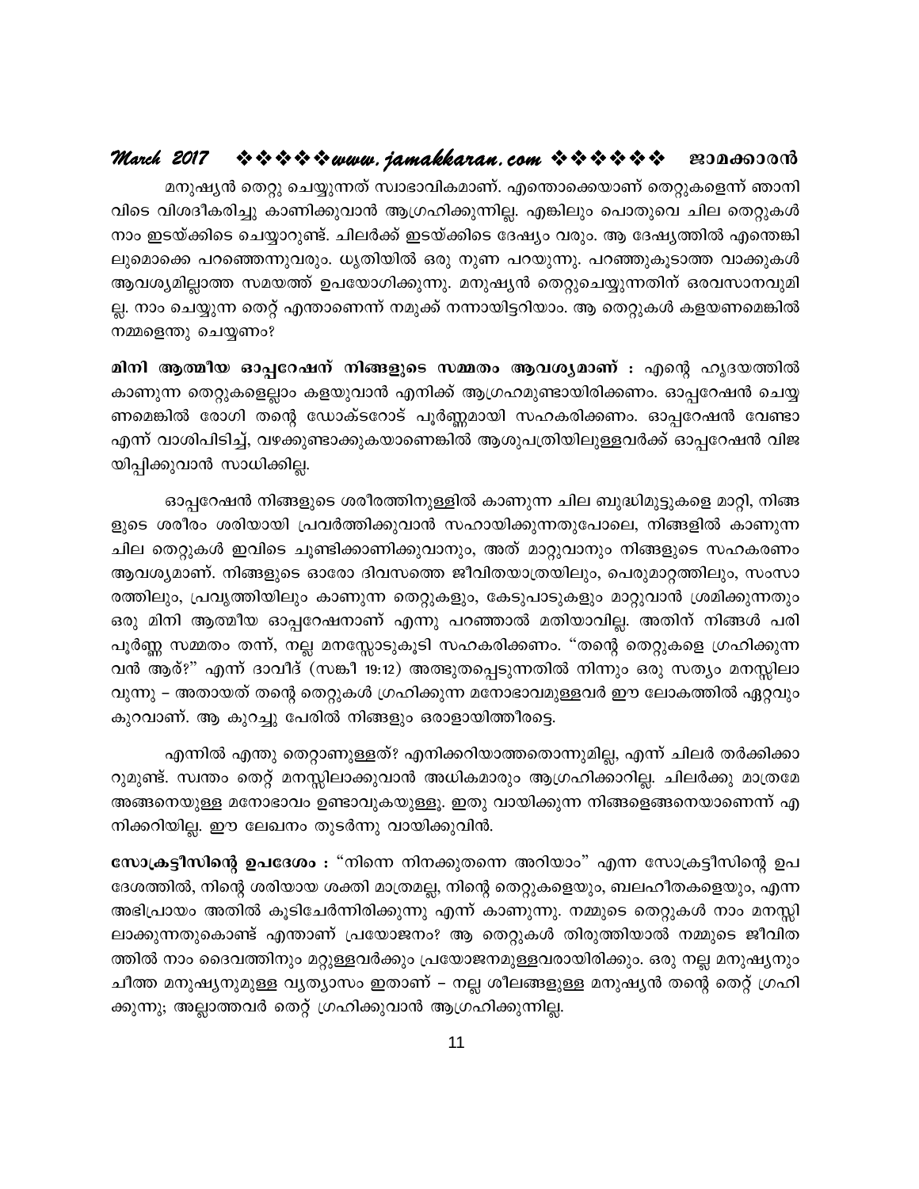മനുഷ്യൻ തെറ്റു ചെയ്യുന്നത് സ്വാഭാവികമാണ്. എന്തൊക്കെയാണ് തെറ്റുകളെന്ന് ഞാനിവിടെ വിശദീകരിച്ചു കാണിക്കുവാൻ ആഗ്രഹിക്കുന്നില്ല. എങ്കിലും പൊതുവെ ചില തെറ്റുകൾ നാം ഇടയ്ക്കിടെ ചെയ്യാറുണ്ട്. ചിലർക്ക് ഇടയ്ക്കിടെ ദേഷ്യം വരും. ആ ദേഷ്യത്തിൽ എന്തെങ്കിലുമൊക്കെ പറഞ്ഞെന്നുവരും. ധൃതിയിൽ ഒരു നുണ പറയുന്നു. പറഞ്ഞുകൂടാത്ത വാക്കുകൾ ആവശ്യമില്ലാത്ത സമയത്ത് ഉപയോഗിക്കുന്നു. മനുഷ്യൻ തെറ്റുചെയ്യുന്നതിന് ഒരവസാനവുമില്ല. നാം ചെയ്യുന്ന തെറ്റ് എന്താണെന്ന് നമുക്ക് നന്നായിട്ടറിയാം. ആ തെറ്റുകൾ കളയണമെങ്കിൽ നമ്മളെന്തു ചെയ്യണം?

**മിനി ആത്മീയ ഓപ്പറേഷന് നിങ്ങളുടെ സമ്മതം ആവശ്യമാണ് :** എന്റെ ഹൃദയത്തിൽ കാണുന്ന തെറ്റുകളെല്ലാം കളയുവാൻ എനിക്ക് ആഗ്രഹമുണ്ടായിരിക്കണം. ഓപ്പറേഷൻ ചെയ്യണമെങ്കിൽ രോഗി തന്റെ ഡോക്ടറോട് പൂർണ്ണമായി സഹകരിക്കണം. ഓപ്പറേഷൻ വേണ്ടാ എന്ന് വാശിപിടിച്ച്, വഴക്കുണ്ടാക്കുകയാണെങ്കിൽ ആശുപത്രിയിലുള്ളവർക്ക് ഓപ്പറേഷൻ വിജയിപ്പിക്കുവാൻ സാധിക്കില്ല.

ഓപ്പറേഷൻ നിങ്ങളുടെ ശരീരത്തിനുള്ളിൽ കാണുന്ന ചില ബുദ്ധിമുട്ടുകളെ മാറ്റി, നിങ്ങളുടെ ശരീരം ശരിയായി പ്രവർത്തിക്കുവാൻ സഹായിക്കുന്നതുപോലെ, നിങ്ങളിൽ കാണുന്ന ചില തെറ്റുകൾ ഇവിടെ ചൂണ്ടിക്കാണിക്കുവാനും, അത് മാറ്റുവാനും നിങ്ങളുടെ സഹകരണം ആവശ്യമാണ്. നിങ്ങളുടെ ഓരോ ദിവസത്തെ ജീവിതയാത്രയിലും, പെരുമാറ്റത്തിലും, സംസാരത്തിലും, പ്രവൃത്തിയിലും കാണുന്ന തെറ്റുകളും, കേടുപാടുകളും മാറ്റുവാൻ ശ്രമിക്കുന്നതും ഒരു മിനി ആത്മീയ ഓപ്പറേഷനാണ് എന്നു പറഞ്ഞാൽ മതിയാവില്ല. അതിന് നിങ്ങൾ പരിപൂർണ്ണ സമ്മതം തന്ന്, നല്ല മനസ്സോടുകൂടി സഹകരിക്കണം. "തന്റെ തെറ്റുകളെ ഗ്രഹിക്കുന്നവൻ ആർ?" എന്ന് ദാവീദ് (സങ്കീ 19:12) അത്ഭുതപ്പെടുന്നതിൽ നിന്നും ഒരു സത്യം മനസ്സിലാവുന്നു – അതായത് തന്റെ തെറ്റുകൾ ഗ്രഹിക്കുന്ന മനോഭാവമുള്ളവർ ഈ ലോകത്തിൽ ഏറ്റവും കുറവാണ്. ആ കുറച്ചു പേരിൽ നിങ്ങളും ഒരാളായിത്തീരട്ടെ.

എന്നിൽ എന്തു തെറ്റാണുള്ളത്? എനിക്കറിയാത്തതൊന്നുമില്ല, എന്ന് ചിലർ തർക്കിക്കാറുമുണ്ട്. സ്വന്തം തെറ്റ് മനസ്സിലാക്കുവാൻ അധികമാരും ആഗ്രഹിക്കാറില്ല. ചിലർക്കു മാത്രമേ അങ്ങനെയുള്ള മനോഭാവം ഉണ്ടാവുകയുള്ളൂ. ഇതു വായിക്കുന്ന നിങ്ങളെങ്ങനെയാണെന്ന് എനിക്കറിയില്ല. ഈ ലേഖനം തുടർന്നു വായിക്കുവിൻ.

**സോക്രട്ടീസിന്റെ ഉപദേശം :** "നിന്നെ നിനക്കുതന്നെ അറിയാം" എന്ന സോക്രട്ടീസിന്റെ ഉപദേശത്തിൽ, നിന്റെ ശരിയായ ശക്തി മാത്രമല്ല, നിന്റെ തെറ്റുകളെയും, ബലഹീതകളെയും, എന്ന അഭിപ്രായം അതിൽ കൂടിചേർന്നിരിക്കുന്നു എന്ന് കാണുന്നു. നമ്മുടെ തെറ്റുകൾ നാം മനസ്സിലാക്കുന്നതുകൊണ്ട് എന്താണ് പ്രയോജനം? ആ തെറ്റുകൾ തിരുത്തിയാൽ നമ്മുടെ ജീവിതത്തിൽ നാം ദൈവത്തിനും മറ്റുള്ളവർക്കും പ്രയോജനമുള്ളവരായിരിക്കും. ഒരു നല്ല മനുഷ്യനും ചീത്ത മനുഷ്യനുമുള്ള വ്യത്യാസം ഇതാണ് – നല്ല ശീലങ്ങളുള്ള മനുഷ്യൻ തന്റെ തെറ്റ് ഗ്രഹിക്കുന്നു; അല്ലാത്തവർ തെറ്റ് ഗ്രഹിക്കുവാൻ ആഗ്രഹിക്കുന്നില്ല.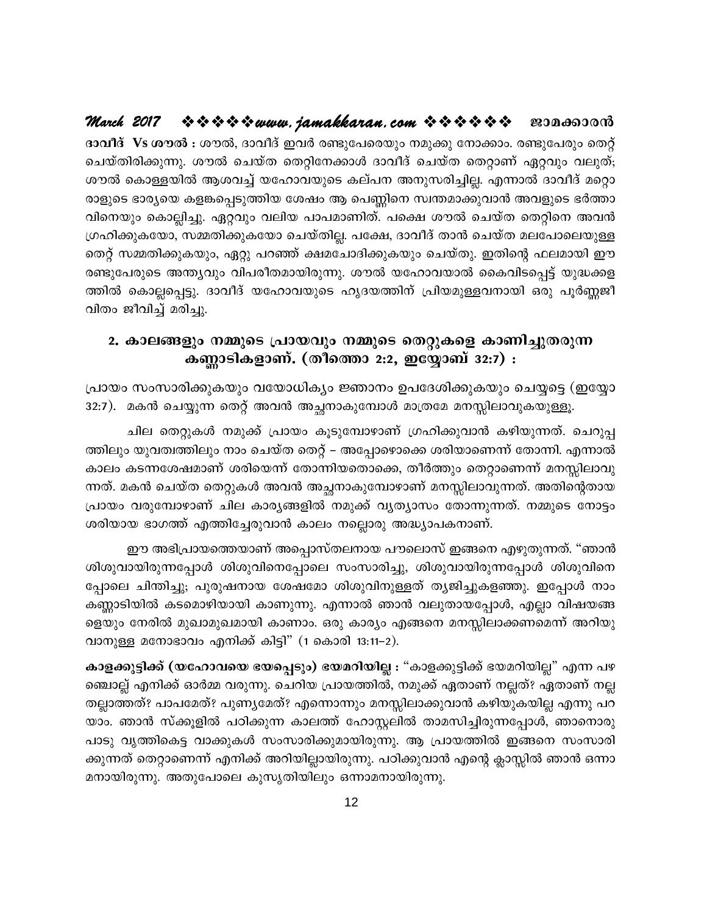**ദാവീദ് Vs ശൗൽ :** ശൗൽ, ദാവീദ് ഇവർ രണ്ടുപേരെയും നമുക്കു നോക്കാം. രണ്ടുപേരും തെറ്റ് ചെയ്തിരിക്കുന്നു. ശൗൽ ചെയ്ത തെറ്റിനേക്കാൾ ദാവീദ് ചെയ്ത തെറ്റാണ് ഏറ്റവും വലുത്; ശൗൽ കൊള്ളയിൽ ആശവച്ച് യഹോവയുടെ കല്പന അനുസരിച്ചില്ല. എന്നാൽ ദാവീദ് മറ്റൊ രാളുടെ ഭാര്യയെ കളങ്കപ്പെടുത്തിയ ശേഷം ആ പെണ്ണിനെ സ്വന്തമാക്കുവാൻ അവളുടെ ഭർത്താ വിനെയും കൊല്ലിച്ചു. ഏറ്റവും വലിയ പാപമാണിത്. പക്ഷെ ശൗൽ ചെയ്ത തെറ്റിനെ അവൻ ഗ്രഹിക്കുകയോ, സമ്മതിക്കുകയോ ചെയ്തില്ല. പക്ഷേ, ദാവീദ് താൻ ചെയ്ത മലപോലെയുള്ള തെറ്റ് സമ്മതിക്കുകയും, ഏറ്റു പറഞ്ഞ് ക്ഷമചോദിക്കുകയും ചെയ്തു. ഇതിന്റെ ഫലമായി ഈ രണ്ടുപേരുടെ അന്ത്യവും വിപരീതമായിരുന്നു. ശൗൽ യഹോവയാൽ കൈവിടപ്പെട്ട് യുദ്ധക്കള ത്തിൽ കൊല്ലപ്പെട്ടു. ദാവീദ് യഹോവയുടെ ഹൃദയത്തിന് പ്രിയമുള്ളവനായി ഒരു പൂർണ്ണജീ വിതം ജീവിച്ച് മരിച്ചു.

## 2. കാലങ്ങളും നമ്മുടെ പ്രായവും നമ്മുടെ തെറ്റുകളെ കാണിച്ചുതരുന്ന കണ്ണാടികളാണ്. (തീത്തൊ 2:2, ഇയ്യോബ് 32:7) :

പ്രായം സംസാരിക്കുകയും വയോധിക്യം ജ്ഞാനം ഉപദേശിക്കുകയും ചെയ്യട്ടെ (ഇയ്യോ 32:7). മകൻ ചെയ്യുന്ന തെറ്റ് അവൻ അച്ഛനാകുമ്പോൾ മാത്രമേ മനസ്സിലാവുകയുള്ളൂ.

ചില തെറ്റുകൾ നമുക്ക് പ്രായം കൂടുമ്പോഴാണ് ഗ്രഹിക്കുവാൻ കഴിയുന്നത്. ചെറുപ്പ ത്തിലും യുവത്വത്തിലും നാം ചെയ്ത തെറ്റ് – അപ്പോഴൊക്കെ ശരിയാണെന്ന് തോന്നി. എന്നാൽ കാലം കടന്നശേഷമാണ് ശരിയെന്ന് തോന്നിയതൊക്കെ, തീർത്തും തെറ്റാണെന്ന് മനസ്സിലാവു ന്നത്. മകൻ ചെയ്ത തെറ്റുകൾ അവൻ അച്ഛനാകുമ്പോഴാണ് മനസ്സിലാവുന്നത്. അതിന്റേതായ പ്രായം വരുമ്പോഴാണ് ചില കാര്യങ്ങളിൽ നമുക്ക് വ്യത്യാസം തോന്നുന്നത്. നമ്മുടെ നോട്ടം ശരിയായ ഭാഗത്ത് എത്തിച്ചേരുവാൻ കാലം നല്ലൊരു അദ്ധ്യാപകനാണ്.

ഈ അഭിപ്രായത്തെയാണ് അപ്പൊസ്തലനായ പൗലൊസ് ഇങ്ങനെ എഴുതുന്നത്. "ഞാൻ ശിശുവായിരുന്നപ്പോൾ ശിശുവിനെപ്പോലെ സംസാരിച്ചു, ശിശുവായിരുന്നപ്പോൾ ശിശുവിനെ പ്പോലെ ചിന്തിച്ചു; പുരുഷനായ ശേഷമോ ശിശുവിനുള്ളത് ത്യജിച്ചുകളഞ്ഞു. ഇപ്പോൾ നാം കണ്ണാടിയിൽ കടമൊഴിയായി കാണുന്നു. എന്നാൽ ഞാൻ വലുതായപ്പോൾ, എല്ലാ വിഷയങ്ങ ളെയും നേരിൽ മുഖാമുഖമായി കാണാം. ഒരു കാര്യം എങ്ങനെ മനസ്സിലാക്കണമെന്ന് അറിയു വാനുള്ള മനോഭാവം എനിക്ക് കിട്ടി" (1 കൊരി 13:11–2).

**കാളക്കുട്ടിക്ക് (യഹോവയെ ഭയപ്പെടും) ഭയമറിയില്ല :** "കാളക്കുട്ടിക്ക് ഭയമറിയില്ല" എന്ന പഴ ഞ്ചൊല്ല് എനിക്ക് ഓർമ്മ വരുന്നു. ചെറിയ പ്രായത്തിൽ, നമുക്ക് ഏതാണ് നല്ലത്? ഏതാണ് നല്ല തല്ലാത്തത്? പാപമേത്? പുണ്യമേത്? എന്നൊന്നും മനസ്സിലാക്കുവാൻ കഴിയുകയില്ല എന്നു പറ യാം. ഞാൻ സ്ക്കൂളിൽ പഠിക്കുന്ന കാലത്ത് ഹോസ്റ്റലിൽ താമസിച്ചിരുന്നപ്പോൾ, ഞാനൊരു പാടു വൃത്തികെട്ട വാക്കുകൾ സംസാരിക്കുമായിരുന്നു. ആ പ്രായത്തിൽ ഇങ്ങനെ സംസാരി ക്കുന്നത് തെറ്റാണെന്ന് എനിക്ക് അറിയില്ലായിരുന്നു. പഠിക്കുവാൻ എന്റെ ക്ലാസ്സിൽ ഞാൻ ഒന്നാ മനായിരുന്നു. അതുപോലെ കുസൃതിയിലും ഒന്നാമനായിരുന്നു.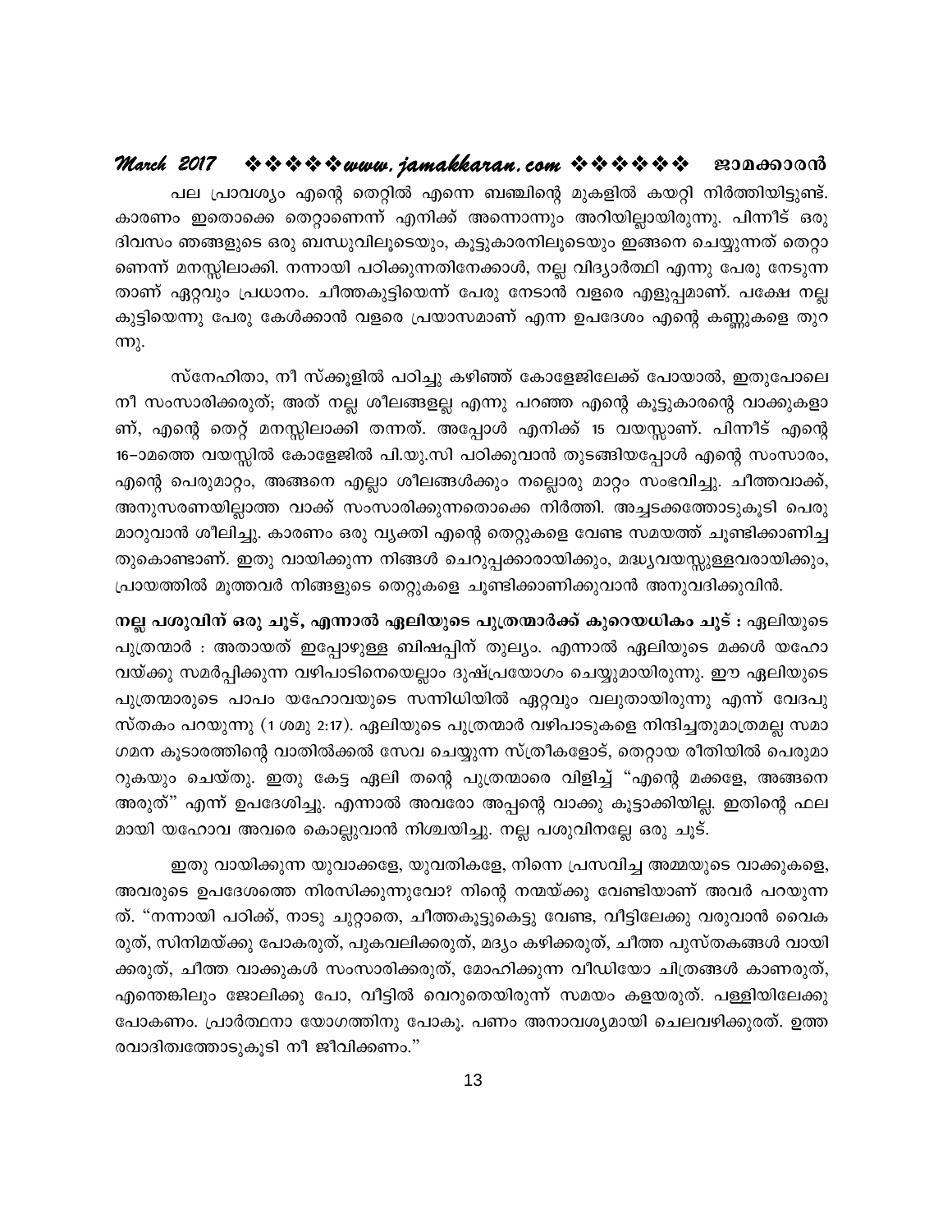പല പ്രാവശ്യം എന്റെ തെറ്റിൽ എന്നെ ബഞ്ചിന്റെ മുകളിൽ കയറ്റി നിർത്തിയിട്ടുണ്ട്. കാരണം ഇതൊക്കെ തെറ്റാണെന്ന് എനിക്ക് അന്നൊന്നും അറിയില്ലായിരുന്നു. പിന്നീട് ഒരു ദിവസം ഞങ്ങളുടെ ഒരു ബന്ധുവിലൂടെയും, കൂട്ടുകാരനിലൂടെയും ഇങ്ങനെ ചെയ്യുന്നത് തെറ്റാണെന്ന് മനസ്സിലാക്കി. നന്നായി പഠിക്കുന്നതിനേക്കാൾ, നല്ല വിദ്യാർത്ഥി എന്നു പേരു നേടുന്നതാണ് ഏറ്റവും പ്രധാനം. ചീത്തകുട്ടിയെന്ന് പേരു നേടാൻ വളരെ എളുപ്പമാണ്. പക്ഷേ നല്ല കുട്ടിയെന്നു പേരു കേൾക്കാൻ വളരെ പ്രയാസമാണ് എന്ന ഉപദേശം എന്റെ കണ്ണുകളെ തുറന്നു.

സ്നേഹിതാ, നീ സ്ക്കൂളിൽ പഠിച്ചു കഴിഞ്ഞ് കോളേജിലേക്ക് പോയാൽ, ഇതുപോലെ നീ സംസാരിക്കരുത്; അത് നല്ല ശീലങ്ങളല്ല എന്നു പറഞ്ഞ എന്റെ കൂട്ടുകാരന്റെ വാക്കുകളാണ്, എന്റെ തെറ്റ് മനസ്സിലാക്കി തന്നത്. അപ്പോൾ എനിക്ക് 15 വയസ്സാണ്. പിന്നീട് എന്റെ 16–ാമത്തെ വയസ്സിൽ കോളേജിൽ പി.യു.സി പഠിക്കുവാൻ തുടങ്ങിയപ്പോൾ എന്റെ സംസാരം, എന്റെ പെരുമാറ്റം, അങ്ങനെ എല്ലാ ശീലങ്ങൾക്കും നല്ലൊരു മാറ്റം സംഭവിച്ചു. ചീത്തവാക്ക്, അനുസരണയില്ലാത്ത വാക്ക് സംസാരിക്കുന്നതൊക്കെ നിർത്തി. അച്ചടക്കത്തോടുകൂടി പെരുമാറുവാൻ ശീലിച്ചു. കാരണം ഒരു വ്യക്തി എന്റെ തെറ്റുകളെ വേണ്ട സമയത്ത് ചൂണ്ടിക്കാണിച്ചതുകൊണ്ടാണ്. ഇതു വായിക്കുന്ന നിങ്ങൾ ചെറുപ്പക്കാരായിക്കും, മദ്ധ്യവയസ്സുള്ളവരായിക്കും, പ്രായത്തിൽ മൂത്തവർ നിങ്ങളുടെ തെറ്റുകളെ ചൂണ്ടിക്കാണിക്കുവാൻ അനുവദിക്കുവിൻ.

**നല്ല പശുവിന് ഒരു ചൂട്, എന്നാൽ ഏലിയുടെ പുത്രന്മാർക്ക് കുറെയധികം ചൂട് :** ഏലിയുടെ പുത്രന്മാർ : അതായത് ഇപ്പോഴുള്ള ബിഷപ്പിന് തുല്യം. എന്നാൽ ഏലിയുടെ മക്കൾ യഹോവയ്ക്കു സമർപ്പിക്കുന്ന വഴിപാടിനെയെല്ലാം ദുഷ്പ്രയോഗം ചെയ്യുമായിരുന്നു. ഈ ഏലിയുടെ പുത്രന്മാരുടെ പാപം യഹോവയുടെ സന്നിധിയിൽ ഏറ്റവും വലുതായിരുന്നു എന്ന് വേദപുസ്തകം പറയുന്നു (1 ശമു 2:17). ഏലിയുടെ പുത്രന്മാർ വഴിപാടുകളെ നിന്ദിച്ചതുമാത്രമല്ല സമാഗമന കൂടാരത്തിന്റെ വാതിൽക്കൽ സേവ ചെയ്യുന്ന സ്ത്രീകളോട്, തെറ്റായ രീതിയിൽ പെരുമാറുകയും ചെയ്തു. ഇതു കേട്ട ഏലി തന്റെ പുത്രന്മാരെ വിളിച്ച് "എന്റെ മക്കളേ, അങ്ങനെ അരുത്" എന്ന് ഉപദേശിച്ചു. എന്നാൽ അവരോ അപ്പന്റെ വാക്കു കൂട്ടാക്കിയില്ല. ഇതിന്റെ ഫലമായി യഹോവ അവരെ കൊല്ലുവാൻ നിശ്ചയിച്ചു. നല്ല പശുവിനല്ലേ ഒരു ചൂട്.

ഇതു വായിക്കുന്ന യുവാക്കളേ, യുവതികളേ, നിന്നെ പ്രസവിച്ച അമ്മയുടെ വാക്കുകളെ, അവരുടെ ഉപദേശത്തെ നിരസിക്കുന്നുവോ? നിന്റെ നന്മയ്ക്കു വേണ്ടിയാണ് അവർ പറയുന്നത്. "നന്നായി പഠിക്ക്, നാടു ചുറ്റാതെ, ചീത്തകൂട്ടുകെട്ടു വേണ്ട, വീട്ടിലേക്കു വരുവാൻ വൈകരുത്, സിനിമയ്ക്കു പോകരുത്, പുകവലിക്കരുത്, മദ്യം കഴിക്കരുത്, ചീത്ത പുസ്തകങ്ങൾ വായിക്കരുത്, ചീത്ത വാക്കുകൾ സംസാരിക്കരുത്, മോഹിക്കുന്ന വീഡിയോ ചിത്രങ്ങൾ കാണരുത്, എന്തെങ്കിലും ജോലിക്കു പോ, വീട്ടിൽ വെറുതെയിരുന്ന് സമയം കളയരുത്. പള്ളിയിലേക്കു പോകണം. പ്രാർത്ഥനാ യോഗത്തിനു പോകു. പണം അനാവശ്യമായി ചെലവഴിക്കുരത്. ഉത്തരവാദിത്വത്തോടുകൂടി നീ ജീവിക്കണം."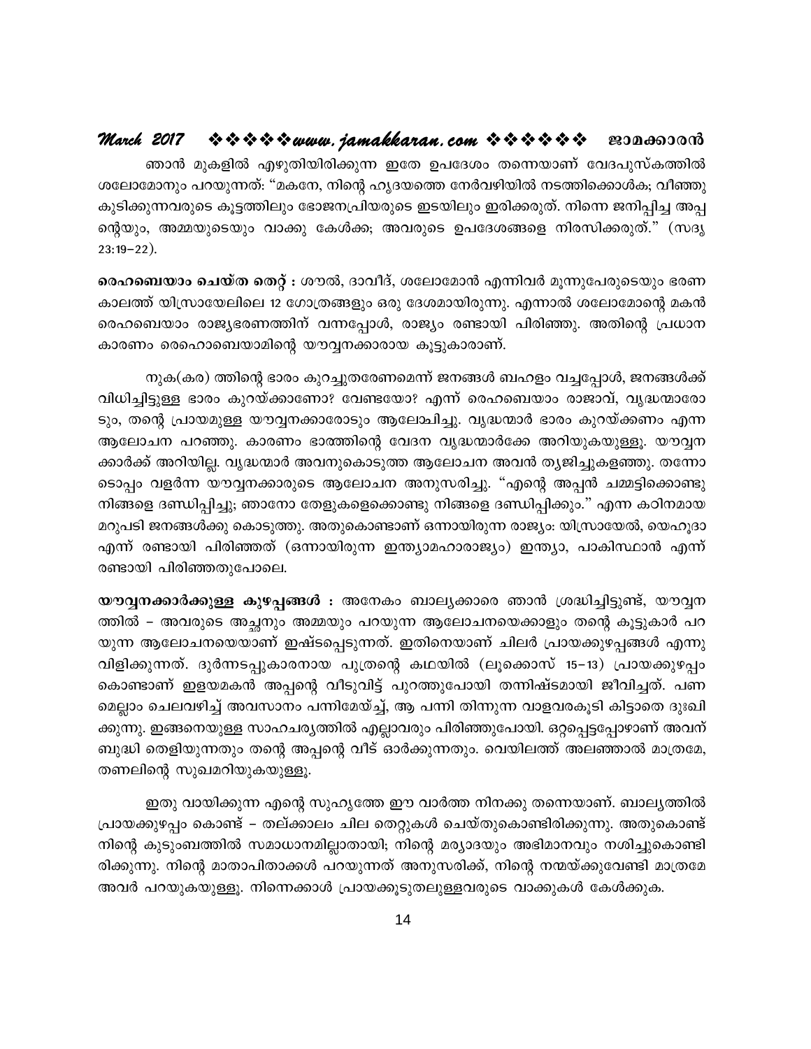ഞാൻ മുകളിൽ എഴുതിയിരിക്കുന്ന ഇതേ ഉപദേശം തന്നെയാണ് വേദപുസ്കത്തിൽ ശലോമോനും പറയുന്നത്: "മകനേ, നിന്റെ ഹൃദയത്തെ നേർവഴിയിൽ നടത്തിക്കൊൾക; വീഞ്ഞു കുടിക്കുന്നവരുടെ കൂട്ടത്തിലും ഭോജനപ്രിയരുടെ ഇടയിലും ഇരിക്കരുത്. നിന്നെ ജനിപ്പിച്ച അപ്പന്റെയും, അമ്മയുടെയും വാക്കു കേൾക്ക; അവരുടെ ഉപദേശങ്ങളെ നിരസിക്കരുത്." (സദൃ 23:19–22).

**രെഹബെയാം ചെയ്ത തെറ്റ് :** ശൗൽ, ദാവീദ്, ശലോമോൻ എന്നിവർ മൂന്നുപേരുടെയും ഭരണകാലത്ത് യിസ്രായേലിലെ 12 ഗോത്രങ്ങളും ഒരു ദേശമായിരുന്നു. എന്നാൽ ശലോമോന്റെ മകൻ രെഹബെയാം രാജ്യഭരണത്തിന് വന്നപ്പോൾ, രാജ്യം രണ്ടായി പിരിഞ്ഞു. അതിന്റെ പ്രധാന കാരണം രെഹൊബെയാമിന്റെ യൗവ്വനക്കാരായ കൂട്ടുകാരാണ്.

നുക(കര) ത്തിന്റെ ഭാരം കുറച്ചുതരേണമെന്ന് ജനങ്ങൾ ബഹളം വച്ചപ്പോൾ, ജനങ്ങൾക്ക് വിധിച്ചിട്ടുള്ള ഭാരം കുറയ്ക്കാണോ? വേണ്ടയോ? എന്ന് രെഹബെയാം രാജാവ്, വൃദ്ധന്മാരോടും, തന്റെ പ്രായമുള്ള യൗവ്വനക്കാരോടും ആലോചിച്ചു. വൃദ്ധന്മാർ ഭാരം കുറയ്ക്കണം എന്ന ആലോചന പറഞ്ഞു. കാരണം ഭാത്തിന്റെ വേദന വൃദ്ധന്മാർക്കേ അറിയുകയുള്ളൂ. യൗവ്വനക്കാർക്ക് അറിയില്ല. വൃദ്ധന്മാർ അവനുകൊടുത്ത ആലോചന അവൻ ത്യജിച്ചുകളഞ്ഞു. തന്നോടൊപ്പം വളർന്ന യൗവ്വനക്കാരുടെ ആലോചന അനുസരിച്ചു. "എന്റെ അപ്പൻ ചമ്മട്ടിക്കൊണ്ടു നിങ്ങളെ ദണ്ഡിപ്പിച്ചു; ഞാനോ തേളുകളെക്കൊണ്ടു നിങ്ങളെ ദണ്ഡിപ്പിക്കും." എന്ന കഠിനമായ മറുപടി ജനങ്ങൾക്കു കൊടുത്തു. അതുകൊണ്ടാണ് ഒന്നായിരുന്ന രാജ്യം: യിസ്രായേൽ, യെഹൂദാ എന്ന് രണ്ടായി പിരിഞ്ഞത് (ഒന്നായിരുന്ന ഇന്ത്യാമഹാരാജ്യം) ഇന്ത്യാ, പാകിസ്ഥാൻ എന്ന് രണ്ടായി പിരിഞ്ഞതുപോലെ.

**യൗവ്വനക്കാർക്കുള്ള കുഴപ്പങ്ങൾ :** അനേകം ബാല്യക്കാരെ ഞാൻ ശ്രദ്ധിച്ചിട്ടുണ്ട്, യൗവ്വനത്തിൽ – അവരുടെ അച്ഛനും അമ്മയും പറയുന്ന ആലോചനയെക്കാളും തന്റെ കൂട്ടുകാർ പറയുന്ന ആലോചനയെയാണ് ഇഷ്ടപ്പെടുന്നത്. ഇതിനെയാണ് ചിലർ പ്രായക്കുഴപ്പങ്ങൾ എന്നു വിളിക്കുന്നത്. ദുർന്നടപ്പുകാരനായ പുത്രന്റെ കഥയിൽ (ലൂക്കൊസ് 15–13) പ്രായക്കുഴപ്പം കൊണ്ടാണ് ഇളയമകൻ അപ്പന്റെ വീടുവിട്ട് പുറത്തുപോയി തന്നിഷ്ടമായി ജീവിച്ചത്. പണമെല്ലാം ചെലവഴിച്ച് അവസാനം പന്നിമേയ്ച്ച്, ആ പന്നി തിന്നുന്ന വാളവരകൂടി കിട്ടാതെ ദുഃഖിക്കുന്നു. ഇങ്ങനെയുള്ള സാഹചര്യത്തിൽ എല്ലാവരും പിരിഞ്ഞുപോയി. ഒറ്റപ്പെട്ടപ്പോഴാണ് അവന് ബുദ്ധി തെളിയുന്നതും തന്റെ അപ്പന്റെ വീട് ഓർക്കുന്നതും. വെയിലത്ത് അലഞ്ഞാൽ മാത്രമേ, തണലിന്റെ സുഖമറിയുകയുള്ളൂ.

ഇതു വായിക്കുന്ന എന്റെ സുഹൃത്തേ ഈ വാർത്ത നിനക്കു തന്നെയാണ്. ബാല്യത്തിൽ പ്രായക്കുഴപ്പം കൊണ്ട് – തല്ക്കാലം ചില തെറ്റുകൾ ചെയ്തുകൊണ്ടിരിക്കുന്നു. അതുകൊണ്ട് നിന്റെ കുടുംബത്തിൽ സമാധാനമില്ലാതായി; നിന്റെ മര്യാദയും അഭിമാനവും നശിച്ചുകൊണ്ടിരിക്കുന്നു. നിന്റെ മാതാപിതാക്കൾ പറയുന്നത് അനുസരിക്ക്, നിന്റെ നന്മയ്ക്കുവേണ്ടി മാത്രമേ അവർ പറയുകയുള്ളൂ. നിന്നെക്കാൾ പ്രായക്കൂടുതലുള്ളവരുടെ വാക്കുകൾ കേൾക്കുക.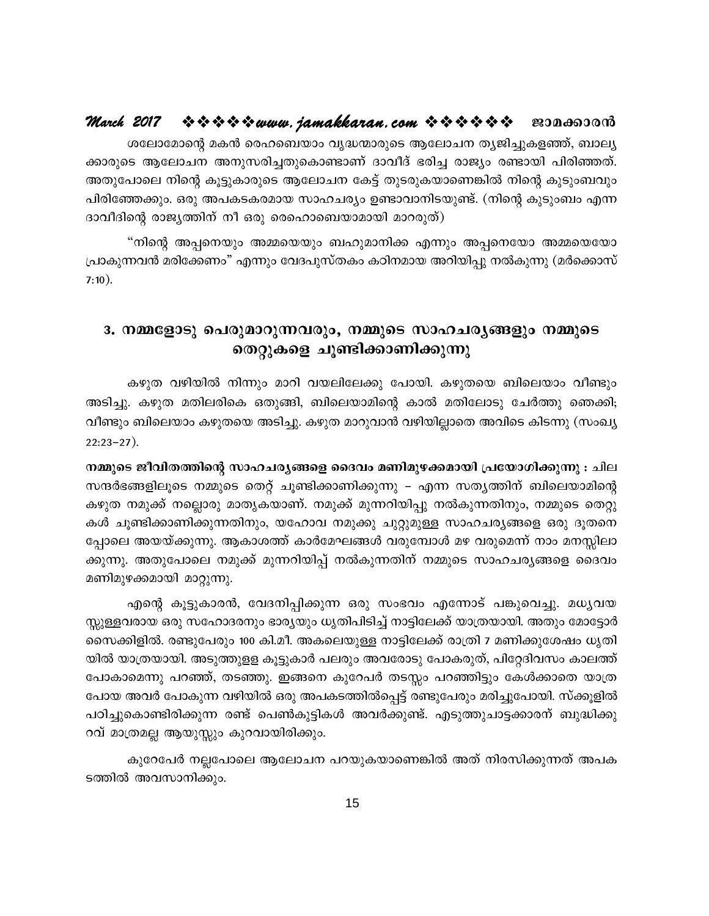ശലോമോന്റെ മകൻ രെഹബെയാം വൃദ്ധന്മാരുടെ ആലോചന ത്യജിച്ചുകളഞ്ഞ്, ബാല്യക്കാരുടെ ആലോചന അനുസരിച്ചതുകൊണ്ടാണ് ദാവീദ് ഭരിച്ച രാജ്യം രണ്ടായി പിരിഞ്ഞത്. അതുപോലെ നിന്റെ കൂട്ടുകാരുടെ ആലോചന കേട്ട് തുടരുകയാണെങ്കിൽ നിന്റെ കുടുംബവും പിരിഞ്ഞേക്കും. ഒരു അപകടകരമായ സാഹചര്യം ഉണ്ടാവാനിടയുണ്ട്. (നിന്റെ കുടുംബം എന്ന ദാവീദിന്റെ രാജ്യത്തിന് നീ ഒരു രെഹൊബെയാമായി മാററുത്)

"നിന്റെ അപ്പനെയും അമ്മയെയും ബഹുമാനിക്ക എന്നും അപ്പനെയോ അമ്മയെയോ പ്രാകുന്നവൻ മരിക്കേണം" എന്നും വേദപുസ്തകം കഠിനമായ അറിയിപ്പു നൽകുന്നു (മർക്കൊസ് 7:10).

## 3. നമ്മളോടു പെരുമാറുന്നവരും, നമ്മുടെ സാഹചര്യങ്ങളും നമ്മുടെ തെറ്റുകളെ ചൂണ്ടിക്കാണിക്കുന്നു

കഴുത വഴിയിൽ നിന്നും മാറി വയലിലേക്കു പോയി. കഴുതയെ ബിലെയാം വീണ്ടും അടിച്ചു. കഴുത മതിലരികെ ഒതുങ്ങി, ബിലെയാമിന്റെ കാൽ മതിലോടു ചേർത്തു ഞെക്കി; വീണ്ടും ബിലെയാം കഴുതയെ അടിച്ചു. കഴുത മാറുവാൻ വഴിയില്ലാതെ അവിടെ കിടന്നു (സംഖ്യ 22:23–27).

**നമ്മുടെ ജീവിതത്തിന്റെ സാഹചര്യങ്ങളെ ദൈവം മണിമുഴക്കമായി പ്രയോഗിക്കുന്നു :** ചില സന്ദർഭങ്ങളിലൂടെ നമ്മുടെ തെറ്റ് ചൂണ്ടിക്കാണിക്കുന്നു – എന്ന സത്യത്തിന് ബിലെയാമിന്റെ കഴുത നമുക്ക് നല്ലൊരു മാതൃകയാണ്. നമുക്ക് മുന്നറിയിപ്പു നൽകുന്നതിനും, നമ്മുടെ തെറ്റുകൾ ചൂണ്ടിക്കാണിക്കുന്നതിനും, യഹോവ നമുക്കു ചുറ്റുമുള്ള സാഹചര്യങ്ങളെ ഒരു ദൂതനെപ്പോലെ അയയ്ക്കുന്നു. ആകാശത്ത് കാർമേഘങ്ങൾ വരുമ്പോൾ മഴ വരുമെന്ന് നാം മനസ്സിലാക്കുന്നു. അതുപോലെ നമുക്ക് മുന്നറിയിപ്പ് നൽകുന്നതിന് നമ്മുടെ സാഹചര്യങ്ങളെ ദൈവം മണിമുഴക്കമായി മാറ്റുന്നു.

എന്റെ കൂട്ടുകാരൻ, വേദനിപ്പിക്കുന്ന ഒരു സംഭവം എന്നോട് പങ്കുവെച്ചു. മധ്യവയസ്സുള്ളവരായ ഒരു സഹോദരനും ഭാര്യയും ധൃതിപിടിച്ച് നാട്ടിലേക്ക് യാത്രയായി. അതും മോട്ടോർ സൈക്കിളിൽ. രണ്ടുപേരും 100 കി.മീ. അകലെയുള്ള നാട്ടിലേക്ക് രാത്രി 7 മണിക്കുശേഷം ധൃതിയിൽ യാത്രയായി. അടുത്തുളള കൂട്ടുകാർ പലരും അവരോടു പോകരുത്, പിറ്റേദിവസം കാലത്ത് പോകാമെന്നു പറഞ്ഞ്, തടഞ്ഞു. ഇങ്ങനെ കുറേപർ തടസ്സം പറഞ്ഞിട്ടും കേൾക്കാതെ യാത്ര പോയ അവർ പോകുന്ന വഴിയിൽ ഒരു അപകടത്തിൽപ്പെട്ട് രണ്ടുപേരും മരിച്ചുപോയി. സ്കൂളിൽ പഠിച്ചുകൊണ്ടിരിക്കുന്ന രണ്ട് പെൺകുട്ടികൾ അവർക്കുണ്ട്. എടുത്തുചാട്ടക്കാരന് ബുദ്ധിക്കുറവ് മാത്രമല്ല ആയുസ്സും കുറവായിരിക്കും.

കുറേപേർ നല്ലപോലെ ആലോചന പറയുകയാണെങ്കിൽ അത് നിരസിക്കുന്നത് അപകടത്തിൽ അവസാനിക്കും.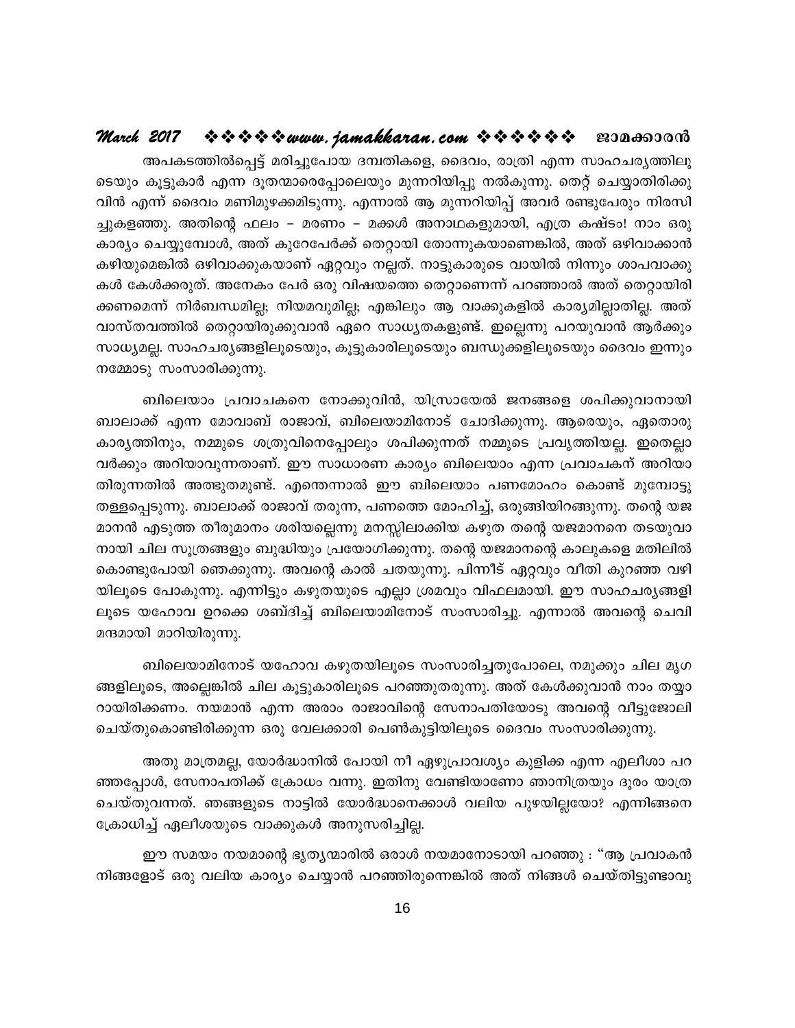അപകടത്തിൽപ്പെട്ട് മരിച്ചുപോയ ദമ്പതികളെ, ദൈവം, രാത്രി എന്ന സാഹചര്യത്തിലൂടെയും കൂട്ടുകാർ എന്ന ദൂതന്മാരെപ്പോലെയും മുന്നറിയിപ്പു നൽകുന്നു. തെറ്റ് ചെയ്യാതിരിക്കുവിൻ എന്ന് ദൈവം മണിമുഴക്കമിടുന്നു. എന്നാൽ ആ മുന്നറിയിപ്പ് അവർ രണ്ടുപേരും നിരസിച്ചുകളഞ്ഞു. അതിന്റെ ഫലം – മരണം – മക്കൾ അനാഥകളുമായി, എത്ര കഷ്ടം! നാം ഒരു കാര്യം ചെയ്യുമ്പോൾ, അത് കുറേപേർക്ക് തെറ്റായി തോന്നുകയാണെങ്കിൽ, അത് ഒഴിവാക്കാൻ കഴിയുമെങ്കിൽ ഒഴിവാക്കുകയാണ് ഏറ്റവും നല്ലത്. നാട്ടുകാരുടെ വായിൽ നിന്നും ശാപവാക്കുകൾ കേൾക്കരുത്. അനേകം പേർ ഒരു വിഷയത്തെ തെറ്റാണെന്ന് പറഞ്ഞാൽ അത് തെറ്റായിരിക്കണമെന്ന് നിർബന്ധമില്ല; നിയമവുമില്ല; എങ്കിലും ആ വാക്കുകളിൽ കാര്യമില്ലാതില്ല. അത് വാസ്തവത്തിൽ തെറ്റായിരുക്കുവാൻ ഏറെ സാധ്യതകളുണ്ട്. ഇല്ലെന്നു പറയുവാൻ ആർക്കും സാധ്യമല്ല. സാഹചര്യങ്ങളിലൂടെയും, കൂട്ടുകാരിലൂടെയും ബന്ധുക്കളിലൂടെയും ദൈവം ഇന്നും നമ്മോടു സംസാരിക്കുന്നു.

ബിലെയാം പ്രവാചകനെ നോക്കുവിൻ, യിസ്രായേൽ ജനങ്ങളെ ശപിക്കുവാനായി ബാലാക്ക് എന്ന മോവാബ് രാജാവ്, ബിലെയാമിനോട് ചോദിക്കുന്നു. ആരെയും, ഏതൊരു കാര്യത്തിനും, നമ്മുടെ ശത്രുവിനെപ്പോലും ശപിക്കുന്നത് നമ്മുടെ പ്രവൃത്തിയല്ല. ഇതെല്ലാവർക്കും അറിയാവുന്നതാണ്. ഈ സാധാരണ കാര്യം ബിലെയാം എന്ന പ്രവാചകന് അറിയാതിരുന്നതിൽ അത്ഭുതമുണ്ട്. എന്തെന്നാൽ ഈ ബിലെയാം പണമോഹം കൊണ്ട് മുമ്പോട്ടു തള്ളപ്പെടുന്നു. ബാലാക്ക് രാജാവ് തരുന്ന, പണത്തെ മോഹിച്ച്, ഒരുങ്ങിയിറങ്ങുന്നു. തന്റെ യജമാനൻ എടുത്ത തീരുമാനം ശരിയല്ലെന്നു മനസ്സിലാക്കിയ കഴുത തന്റെ യജമാനനെ തടയുവാനായി ചില സൂത്രങ്ങളും ബുദ്ധിയും പ്രയോഗിക്കുന്നു. തന്റെ യജമാനന്റെ കാലുകളെ മതിലിൽ കൊണ്ടുപോയി ഞെക്കുന്നു. അവന്റെ കാൽ ചതയുന്നു. പിന്നീട് ഏറ്റവും വീതി കുറഞ്ഞ വഴിയിലൂടെ പോകുന്നു. എന്നിട്ടും കഴുതയുടെ എല്ലാ ശ്രമവും വിഫലമായി. ഈ സാഹചര്യങ്ങളിലൂടെ യഹോവ ഉറക്കെ ശബ്ദിച്ച് ബിലെയാമിനോട് സംസാരിച്ചു. എന്നാൽ അവന്റെ ചെവി മന്ദമായി മാറിയിരുന്നു.

ബിലെയാമിനോട് യഹോവ കഴുതയിലൂടെ സംസാരിച്ചതുപോലെ, നമുക്കും ചില മൃഗങ്ങളിലൂടെ, അല്ലെങ്കിൽ ചില കൂട്ടുകാരിലൂടെ പറഞ്ഞുതരുന്നു. അത് കേൾക്കുവാൻ നാം തയ്യാറായിരിക്കണം. നയമാൻ എന്ന അരാം രാജാവിന്റെ സേനാപതിയോടു അവന്റെ വീട്ടുജോലി ചെയ്തുകൊണ്ടിരിക്കുന്ന ഒരു വേലക്കാരി പെൺകുട്ടിയിലൂടെ ദൈവം സംസാരിക്കുന്നു.

അതു മാത്രമല്ല, യോർദ്ദാനിൽ പോയി നീ ഏഴുപ്രാവശ്യം കുളിക്ക എന്ന എലീശാ പറഞ്ഞപ്പോൾ, സേനാപതിക്ക് ക്രോധം വന്നു. ഇതിനു വേണ്ടിയാണോ ഞാനിത്രയും ദൂരം യാത്ര ചെയ്തുവന്നത്. ഞങ്ങളുടെ നാട്ടിൽ യോർദ്ദാനെക്കാൾ വലിയ പുഴയില്ലയോ? എന്നിങ്ങനെ ക്രോധിച്ച് ഏലീശയുടെ വാക്കുകൾ അനുസരിച്ചില്ല.

ഈ സമയം നയമാന്റെ ഭൃത്യന്മാരിൽ ഒരാൾ നയമാനോടായി പറഞ്ഞു : "ആ പ്രവാകൻ നിങ്ങളോട് ഒരു വലിയ കാര്യം ചെയ്യാൻ പറഞ്ഞിരുന്നെങ്കിൽ അത് നിങ്ങൾ ചെയ്തിട്ടുണ്ടാവു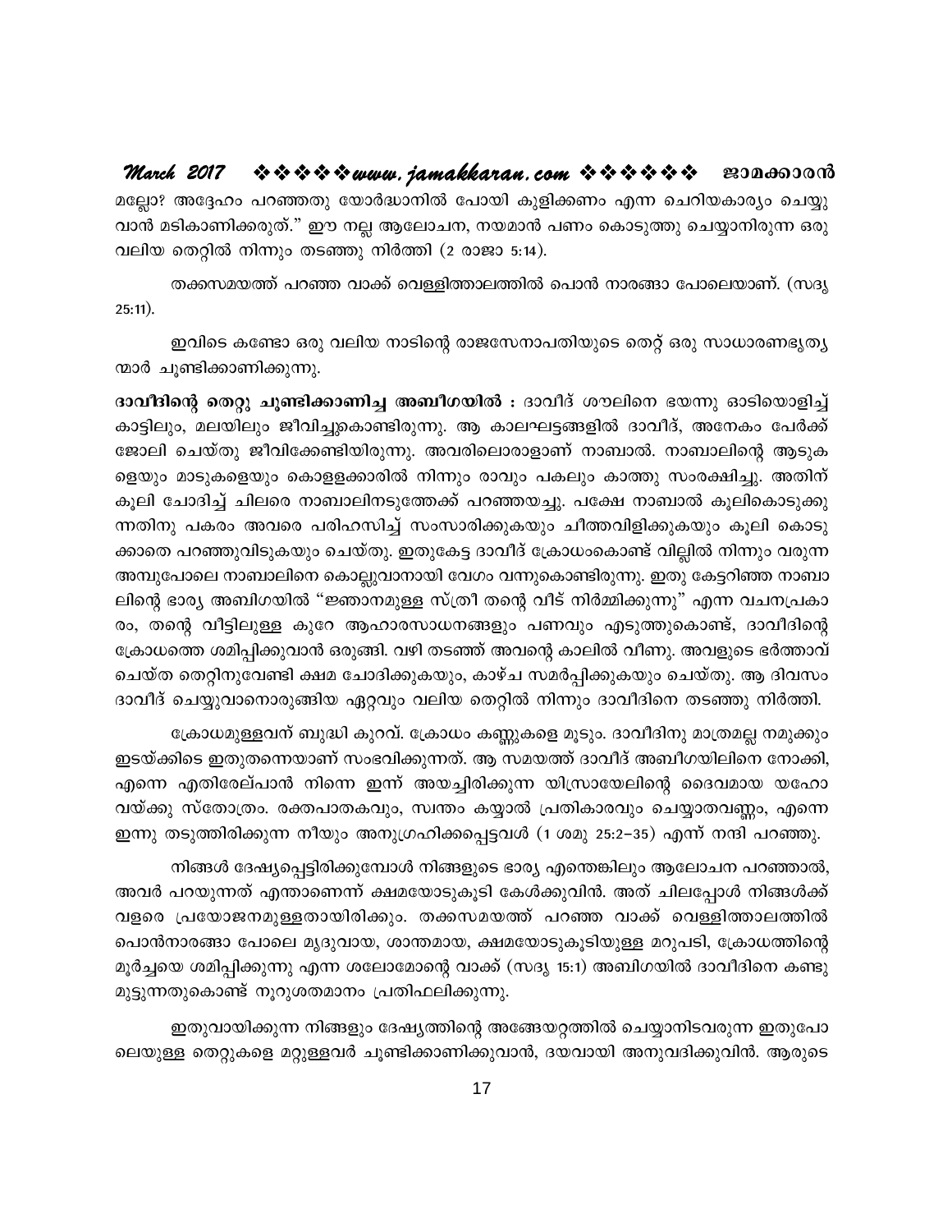മല്ലോ? അദ്ദേഹം പറഞ്ഞതു യോർദ്ധാനിൽ പോയി കുളിക്കണം എന്ന ചെറിയകാര്യം ചെയ്യുവാൻ മടികാണിക്കരുത്." ഈ നല്ല ആലോചന, നയമാൻ പണം കൊടുത്തു ചെയ്യാനിരുന്ന ഒരു വലിയ തെറ്റിൽ നിന്നും തടഞ്ഞു നിർത്തി (2 രാജാ 5:14).

തക്കസമയത്ത് പറഞ്ഞ വാക്ക് വെള്ളിത്താലത്തിൽ പൊൻ നാരങ്ങാ പോലെയാണ്. (സദൃ 25:11).

ഇവിടെ കണ്ടോ ഒരു വലിയ നാടിന്റെ രാജസേനാപതിയുടെ തെറ്റ് ഒരു സാധാരണഭൃത്യന്മാർ ചൂണ്ടിക്കാണിക്കുന്നു.

**ദാവീദിന്റെ തെറ്റു ചൂണ്ടിക്കാണിച്ച അബീഗയിൽ :** ദാവീദ് ശൗലിനെ ഭയന്നു ഓടിയൊളിച്ച് കാട്ടിലും, മലയിലും ജീവിച്ചുകൊണ്ടിരുന്നു. ആ കാലഘട്ടങ്ങളിൽ ദാവീദ്, അനേകം പേർക്ക് ജോലി ചെയ്തു ജീവിക്കേണ്ടിയിരുന്നു. അവരിലൊരാളാണ് നാബാൽ. നാബാലിന്റെ ആടുകളെയും മാടുകളെയും കൊള്ളക്കാരിൽ നിന്നും രാവും പകലും കാത്തു സംരക്ഷിച്ചു. അതിന് കൂലി ചോദിച്ച് ചിലരെ നാബാലിനടുത്തേക്ക് പറഞ്ഞയച്ചു. പക്ഷേ നാബാൽ കൂലികൊടുക്കുന്നതിനു പകരം അവരെ പരിഹസിച്ച് സംസാരിക്കുകയും ചീത്തവിളിക്കുകയും കൂലി കൊടുക്കാതെ പറഞ്ഞുവിടുകയും ചെയ്തു. ഇതുകേട്ട ദാവീദ് ക്രോധംകൊണ്ട് വില്ലിൽ നിന്നും വരുന്ന അമ്പുപോലെ നാബാലിനെ കൊല്ലുവാനായി വേഗം വന്നുകൊണ്ടിരുന്നു. ഇതു കേട്ടറിഞ്ഞ നാബാലിന്റെ ഭാര്യ അബിഗയിൽ "ജ്ഞാനമുള്ള സ്ത്രീ തന്റെ വീട് നിർമ്മിക്കുന്നു" എന്ന വചനപ്രകാരം, തന്റെ വീട്ടിലുള്ള കുറേ ആഹാരസാധനങ്ങളും പണവും എടുത്തുകൊണ്ട്, ദാവീദിന്റെ ക്രോധത്തെ ശമിപ്പിക്കുവാൻ ഒരുങ്ങി. വഴി തടഞ്ഞ് അവന്റെ കാലിൽ വീണു. അവളുടെ ഭർത്താവ് ചെയ്ത തെറ്റിനുവേണ്ടി ക്ഷമ ചോദിക്കുകയും, കാഴ്ച സമർപ്പിക്കുകയും ചെയ്തു. ആ ദിവസം ദാവീദ് ചെയ്യുവാനൊരുങ്ങിയ ഏറ്റവും വലിയ തെറ്റിൽ നിന്നും ദാവീദിനെ തടഞ്ഞു നിർത്തി.

ക്രോധമുള്ളവന് ബുദ്ധി കുറവ്. ക്രോധം കണ്ണുകളെ മൂടും. ദാവീദിനു മാത്രമല്ല നമുക്കും ഇടയ്ക്കിടെ ഇതുതന്നെയാണ് സംഭവിക്കുന്നത്. ആ സമയത്ത് ദാവീദ് അബീഗയിലിനെ നോക്കി, എന്നെ എതിരേല്പാൻ നിന്നെ ഇന്ന് അയച്ചിരിക്കുന്ന യിസ്രായേലിന്റെ ദൈവമായ യഹോവയ്ക്കു സ്തോത്രം. രക്തപാതകവും, സ്വന്തം കയ്യാൽ പ്രതികാരവും ചെയ്യാതവണ്ണം, എന്നെ ഇന്നു തടുത്തിരിക്കുന്ന നീയും അനുഗ്രഹിക്കപ്പെട്ടവൾ (1 ശമു 25:2–35) എന്ന് നന്ദി പറഞ്ഞു.

നിങ്ങൾ ദേഷ്യപ്പെട്ടിരിക്കുമ്പോൾ നിങ്ങളുടെ ഭാര്യ എന്തെങ്കിലും ആലോചന പറഞ്ഞാൽ, അവർ പറയുന്നത് എന്താണെന്ന് ക്ഷമയോടുകൂടി കേൾക്കുവിൻ. അത് ചിലപ്പോൾ നിങ്ങൾക്ക് വളരെ പ്രയോജനമുള്ളതായിരിക്കും. തക്കസമയത്ത് പറഞ്ഞ വാക്ക് വെള്ളിത്താലത്തിൽ പൊൻനാരങ്ങാ പോലെ മൃദുവായ, ശാന്തമായ, ക്ഷമയോടുകൂടിയുള്ള മറുപടി, ക്രോധത്തിന്റെ മൂർച്ചയെ ശമിപ്പിക്കുന്നു എന്ന ശലോമോന്റെ വാക്ക് (സദൃ 15:1) അബിഗയിൽ ദാവീദിനെ കണ്ടുമുട്ടുന്നതുകൊണ്ട് നൂറുശതമാനം പ്രതിഫലിക്കുന്നു.

ഇതുവായിക്കുന്ന നിങ്ങളും ദേഷ്യത്തിന്റെ അങ്ങേയറ്റത്തിൽ ചെയ്യാനിടവരുന്ന ഇതുപോലെയുള്ള തെറ്റുകളെ മറ്റുള്ളവർ ചൂണ്ടിക്കാണിക്കുവാൻ, ദയവായി അനുവദിക്കുവിൻ. ആരുടെ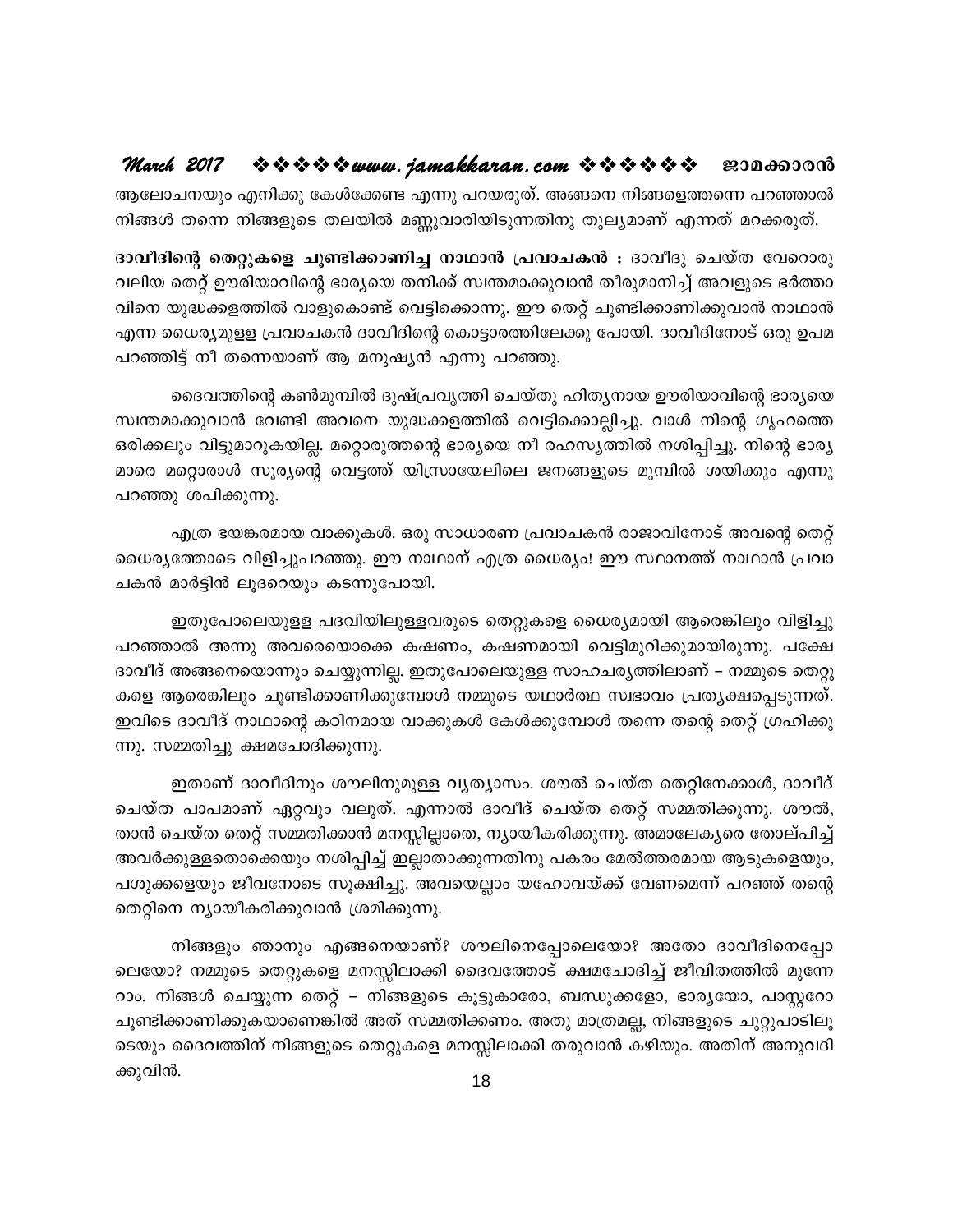ആലോചനയും എനിക്കു കേൾക്കേണ്ട എന്നു പറയരുത്. അങ്ങനെ നിങ്ങളെത്തന്നെ പറഞ്ഞാൽ നിങ്ങൾ തന്നെ നിങ്ങളുടെ തലയിൽ മണ്ണുവാരിയിടുന്നതിനു തുല്യമാണ് എന്നത് മറക്കരുത്.

**ദാവീദിന്റെ തെറ്റുകളെ ചൂണ്ടിക്കാണിച്ച നാഥാൻ പ്രവാചകൻ :** ദാവീദു ചെയ്ത വേറൊരു വലിയ തെറ്റ് ഊരിയാവിന്റെ ഭാര്യയെ തനിക്ക് സ്വന്തമാക്കുവാൻ തീരുമാനിച്ച് അവളുടെ ഭർത്താവിനെ യുദ്ധക്കളത്തിൽ വാളുകൊണ്ട് വെട്ടിക്കൊന്നു. ഈ തെറ്റ് ചൂണ്ടിക്കാണിക്കുവാൻ നാഥാൻ എന്ന ധൈര്യമുള്ള പ്രവാചകൻ ദാവീദിന്റെ കൊട്ടാരത്തിലേക്കു പോയി. ദാവീദിനോട് ഒരു ഉപമ പറഞ്ഞിട്ട് നീ തന്നെയാണ് ആ മനുഷ്യൻ എന്നു പറഞ്ഞു.

ദൈവത്തിന്റെ കൺമുമ്പിൽ ദുഷ്പ്രവൃത്തി ചെയ്തു ഹിത്യനായ ഊരിയാവിന്റെ ഭാര്യയെ സ്വന്തമാക്കുവാൻ വേണ്ടി അവനെ യുദ്ധക്കളത്തിൽ വെട്ടിക്കൊല്ലിച്ചു. വാൾ നിന്റെ ഗൃഹത്തെ ഒരിക്കലും വിട്ടുമാറുകയില്ല. മറ്റൊരുത്തന്റെ ഭാര്യയെ നീ രഹസ്യത്തിൽ നശിപ്പിച്ചു. നിന്റെ ഭാര്യമാരെ മറ്റൊരാൾ സൂര്യന്റെ വെട്ടത്ത് യിസ്രായേലിലെ ജനങ്ങളുടെ മുമ്പിൽ ശയിക്കും എന്നു പറഞ്ഞു ശപിക്കുന്നു.

എത്ര ഭയങ്കരമായ വാക്കുകൾ. ഒരു സാധാരണ പ്രവാചകൻ രാജാവിനോട് അവന്റെ തെറ്റ് ധൈര്യത്തോടെ വിളിച്ചുപറഞ്ഞു. ഈ നാഥാന് എത്ര ധൈര്യം! ഈ സ്ഥാനത്ത് നാഥാൻ പ്രവാചകൻ മാർട്ടിൻ ലൂദറെയും കടന്നുപോയി.

ഇതുപോലെയുള്ള പദവിയിലുള്ളവരുടെ തെറ്റുകളെ ധൈര്യമായി ആരെങ്കിലും വിളിച്ചു പറഞ്ഞാൽ അന്നു അവരെയൊക്കെ കഷണം, കഷണമായി വെട്ടിമുറിക്കുമായിരുന്നു. പക്ഷേ ദാവീദ് അങ്ങനെയൊന്നും ചെയ്യുന്നില്ല. ഇതുപോലെയുള്ള സാഹചര്യത്തിലാണ് – നമ്മുടെ തെറ്റുകളെ ആരെങ്കിലും ചൂണ്ടിക്കാണിക്കുമ്പോൾ നമ്മുടെ യഥാർത്ഥ സ്വഭാവം പ്രത്യക്ഷപ്പെടുന്നത്. ഇവിടെ ദാവീദ് നാഥാന്റെ കഠിനമായ വാക്കുകൾ കേൾക്കുമ്പോൾ തന്നെ തന്റെ തെറ്റ് ഗ്രഹിക്കുന്നു. സമ്മതിച്ചു ക്ഷമചോദിക്കുന്നു.

ഇതാണ് ദാവീദിനും ശൗലിനുമുള്ള വ്യത്യാസം. ശൗൽ ചെയ്ത തെറ്റിനേക്കാൾ, ദാവീദ് ചെയ്ത പാപമാണ് ഏറ്റവും വലുത്. എന്നാൽ ദാവീദ് ചെയ്ത തെറ്റ് സമ്മതിക്കുന്നു. ശൗൽ, താൻ ചെയ്ത തെറ്റ് സമ്മതിക്കാൻ മനസ്സില്ലാതെ, ന്യായീകരിക്കുന്നു. അമാലേക്യരെ തോല്പിച്ച് അവർക്കുള്ളതൊക്കെയും നശിപ്പിച്ച് ഇല്ലാതാക്കുന്നതിനു പകരം മേൽത്തരമായ ആടുകളെയും, പശുക്കളെയും ജീവനോടെ സൂക്ഷിച്ചു. അവയെല്ലാം യഹോവയ്ക്ക് വേണമെന്ന് പറഞ്ഞ് തന്റെ തെറ്റിനെ ന്യായീകരിക്കുവാൻ ശ്രമിക്കുന്നു.

നിങ്ങളും ഞാനും എങ്ങനെയാണ്? ശൗലിനെപ്പോലെയോ? അതോ ദാവീദിനെപ്പോലെയോ? നമ്മുടെ തെറ്റുകളെ മനസ്സിലാക്കി ദൈവത്തോട് ക്ഷമചോദിച്ച് ജീവിതത്തിൽ മുന്നേറാം. നിങ്ങൾ ചെയ്യുന്ന തെറ്റ് – നിങ്ങളുടെ കൂട്ടുകാരോ, ബന്ധുക്കളോ, ഭാര്യയോ, പാസ്റ്ററോ ചൂണ്ടിക്കാണിക്കുകയാണെങ്കിൽ അത് സമ്മതിക്കണം. അതു മാത്രമല്ല, നിങ്ങളുടെ ചുറ്റുപാടിലൂടെയും ദൈവത്തിന് നിങ്ങളുടെ തെറ്റുകളെ മനസ്സിലാക്കി തരുവാൻ കഴിയും. അതിന് അനുവദിക്കുവിൻ.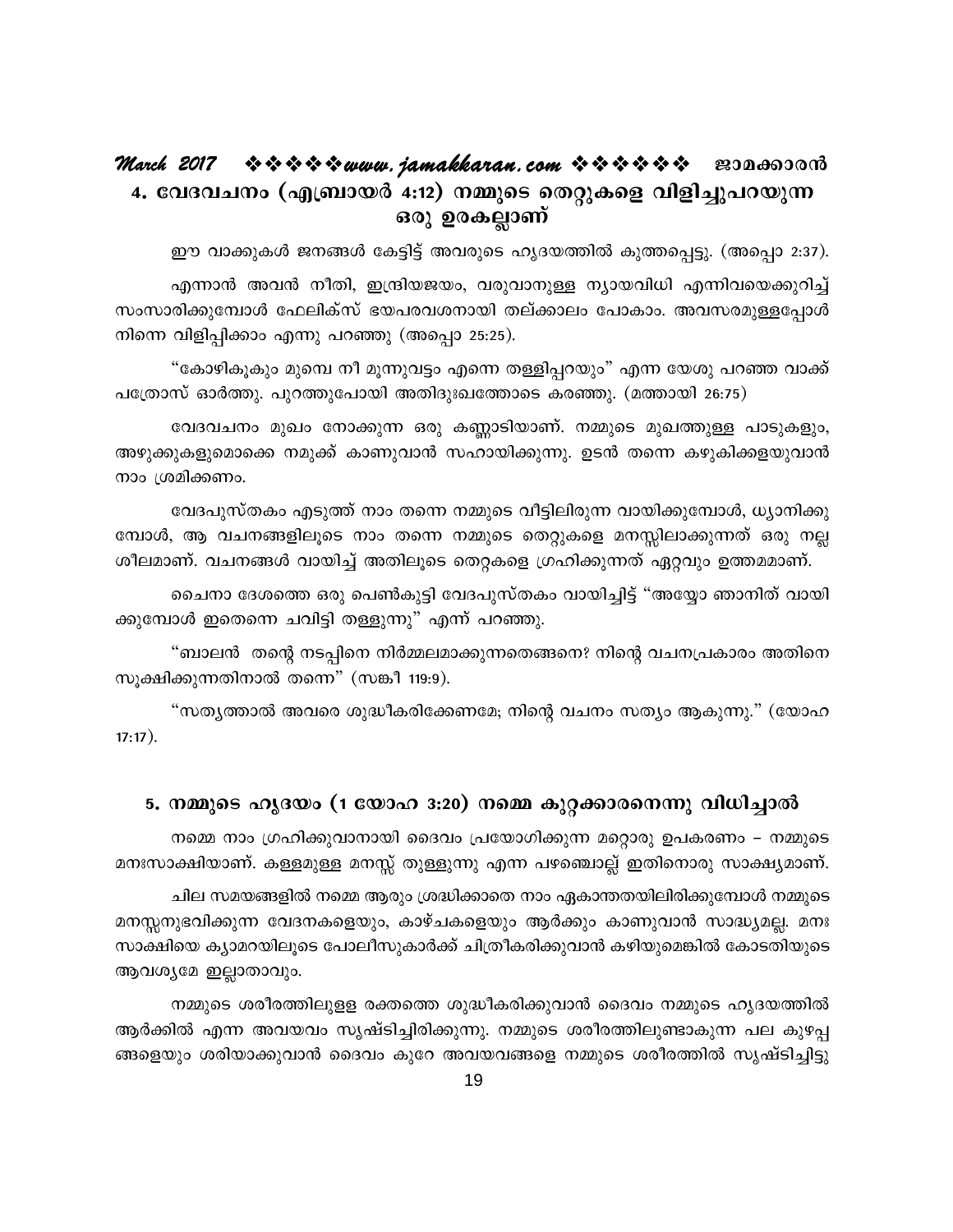## 4. വേദവചനം (എബ്രായർ 4:12) നമ്മുടെ തെറ്റുകളെ വിളിച്ചുപറയുന്ന ഒരു ഉരകല്ലാണ്

ഈ വാക്കുകൾ ജനങ്ങൾ കേട്ടിട്ട് അവരുടെ ഹൃദയത്തിൽ കുത്തപ്പെട്ടു. (അപ്പൊ 2:37).

എന്നാൻ അവൻ നീതി, ഇന്ദ്രിയജയം, വരുവാനുള്ള ന്യായവിധി എന്നിവയെക്കുറിച്ച് സംസാരിക്കുമ്പോൾ ഫേലിക്സ് ഭയപരവശനായി തല്ക്കാലം പോകാം. അവസരമുള്ളപ്പോൾ നിന്നെ വിളിപ്പിക്കാം എന്നു പറഞ്ഞു (അപ്പൊ 25:25).

"കോഴികൂകും മുമ്പെ നീ മൂന്നുവട്ടം എന്നെ തള്ളിപ്പറയും" എന്ന യേശു പറഞ്ഞ വാക്ക് പത്രോസ് ഓർത്തു. പുറത്തുപോയി അതിദുഃഖത്തോടെ കരഞ്ഞു. (മത്തായി 26:75)

വേദവചനം മുഖം നോക്കുന്ന ഒരു കണ്ണാടിയാണ്. നമ്മുടെ മുഖത്തുള്ള പാടുകളും, അഴുക്കുകളുമൊക്കെ നമുക്ക് കാണുവാൻ സഹായിക്കുന്നു. ഉടൻ തന്നെ കഴുകിക്കളയുവാൻ നാം ശ്രമിക്കണം.

വേദപുസ്തകം എടുത്ത് നാം തന്നെ നമ്മുടെ വീട്ടിലിരുന്ന വായിക്കുമ്പോൾ, ധ്യാനിക്കുമ്പോൾ, ആ വചനങ്ങളിലൂടെ നാം തന്നെ നമ്മുടെ തെറ്റുകളെ മനസ്സിലാക്കുന്നത് ഒരു നല്ല ശീലമാണ്. വചനങ്ങൾ വായിച്ച് അതിലൂടെ തെറ്റകളെ ഗ്രഹിക്കുന്നത് ഏറ്റവും ഉത്തമമാണ്.

ചൈനാ ദേശത്തെ ഒരു പെൺകുട്ടി വേദപുസ്തകം വായിച്ചിട്ട് "അയ്യോ ഞാനിത് വായിക്കുമ്പോൾ ഇതെന്നെ ചവിട്ടി തള്ളുന്നു" എന്ന് പറഞ്ഞു.

"ബാലൻ തന്റെ നടപ്പിനെ നിർമ്മലമാക്കുന്നതെങ്ങനെ? നിന്റെ വചനപ്രകാരം അതിനെ സൂക്ഷിക്കുന്നതിനാൽ തന്നെ" (സങ്കീ 119:9).

"സത്യത്താൽ അവരെ ശുദ്ധീകരിക്കേണമേ; നിന്റെ വചനം സത്യം ആകുന്നു." (യോഹ 17:17).

## 5. നമ്മുടെ ഹൃദയം (1 യോഹ 3:20) നമ്മെ കുറ്റക്കാരനെന്നു വിധിച്ചാൽ

നമ്മെ നാം ഗ്രഹിക്കുവാനായി ദൈവം പ്രയോഗിക്കുന്ന മറ്റൊരു ഉപകരണം – നമ്മുടെ മനഃസാക്ഷിയാണ്. കള്ളമുള്ള മനസ്സ് തുള്ളുന്നു എന്ന പഴഞ്ചൊല്ല് ഇതിനൊരു സാക്ഷ്യമാണ്.

ചില സമയങ്ങളിൽ നമ്മെ ആരും ശ്രദ്ധിക്കാതെ നാം ഏകാന്തതയിലിരിക്കുമ്പോൾ നമ്മുടെ മനസ്സനുഭവിക്കുന്ന വേദനകളെയും, കാഴ്ചകളെയും ആർക്കും കാണുവാൻ സാദ്ധ്യമല്ല. മനഃസാക്ഷിയെ ക്യാമറയിലൂടെ പോലീസുകാർക്ക് ചിത്രീകരിക്കുവാൻ കഴിയുമെങ്കിൽ കോടതിയുടെ ആവശ്യമേ ഇല്ലാതാവും.

നമ്മുടെ ശരീരത്തിലുള്ള രക്തത്തെ ശുദ്ധീകരിക്കുവാൻ ദൈവം നമ്മുടെ ഹൃദയത്തിൽ ആർക്കിൽ എന്ന അവയവം സൃഷ്ടിച്ചിരിക്കുന്നു. നമ്മുടെ ശരീരത്തിലുണ്ടാകുന്ന പല കുഴപ്പങ്ങളെയും ശരിയാക്കുവാൻ ദൈവം കുറേ അവയവങ്ങളെ നമ്മുടെ ശരീരത്തിൽ സൃഷ്ടിച്ചിട്ടു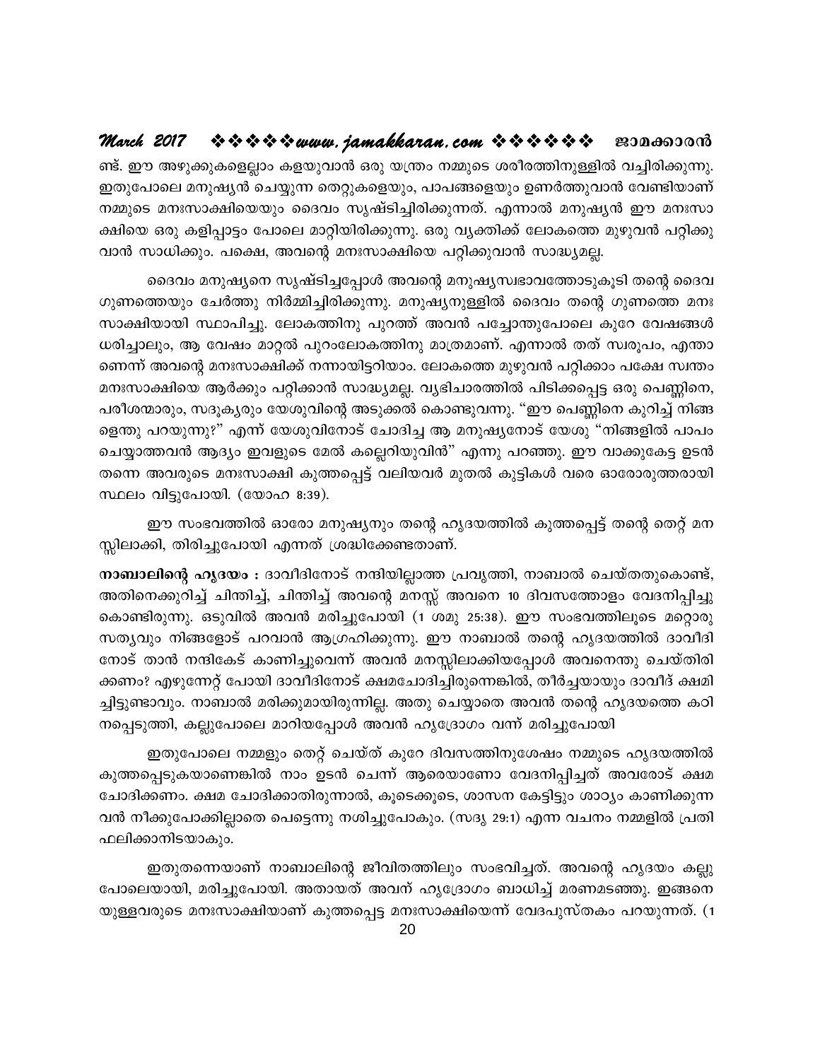ണ്ട്. ഈ അഴുക്കുകളെല്ലാം കളയുവാൻ ഒരു യന്ത്രം നമ്മുടെ ശരീരത്തിനുള്ളിൽ വച്ചിരിക്കുന്നു. ഇതുപോലെ മനുഷ്യൻ ചെയ്യുന്ന തെറ്റുകളെയും, പാപങ്ങളെയും ഉണർത്തുവാൻ വേണ്ടിയാണ് നമ്മുടെ മനഃസാക്ഷിയെയും ദൈവം സൃഷ്ടിച്ചിരിക്കുന്നത്. എന്നാൽ മനുഷ്യൻ ഈ മനഃസാക്ഷിയെ ഒരു കളിപ്പാട്ടം പോലെ മാറ്റിയിരിക്കുന്നു. ഒരു വ്യക്തിക്ക് ലോകത്തെ മുഴുവൻ പറ്റിക്കുവാൻ സാധിക്കും. പക്ഷെ, അവന്റെ മനഃസാക്ഷിയെ പറ്റിക്കുവാൻ സാദ്ധ്യമല്ല.

ദൈവം മനുഷ്യനെ സൃഷ്ടിച്ചപ്പോൾ അവന്റെ മനുഷ്യസ്വഭാവത്തോടുകൂടി തന്റെ ദൈവ ഗുണത്തെയും ചേർത്തു നിർമ്മിച്ചിരിക്കുന്നു. മനുഷ്യനുള്ളിൽ ദൈവം തന്റെ ഗുണത്തെ മനഃസാക്ഷിയായി സ്ഥാപിച്ചു. ലോകത്തിനു പുറത്ത് അവൻ പച്ചോന്തുപോലെ കുറേ വേഷങ്ങൾ ധരിച്ചാലും, ആ വേഷം മാറ്റൽ പുറംലോകത്തിനു മാത്രമാണ്. എന്നാൽ തത് സ്വരൂപം, എന്താണെന്ന് അവന്റെ മനഃസാക്ഷിക്ക് നന്നായിട്ടറിയാം. ലോകത്തെ മുഴുവൻ പറ്റിക്കാം പക്ഷേ സ്വന്തം മനഃസാക്ഷിയെ ആർക്കും പറ്റിക്കാൻ സാദ്ധ്യമല്ല. വ്യഭിചാരത്തിൽ പിടിക്കപ്പെട്ട ഒരു പെണ്ണിനെ, പരീശന്മാരും, സദൂക്യരും യേശുവിന്റെ അടുക്കൽ കൊണ്ടുവന്നു. "ഈ പെണ്ണിനെ കുറിച്ച് നിങ്ങളെന്തു പറയുന്നു?" എന്ന് യേശുവിനോട് ചോദിച്ച ആ മനുഷ്യനോട് യേശു "നിങ്ങളിൽ പാപം ചെയ്യാത്തവൻ ആദ്യം ഇവളുടെ മേൽ കല്ലെറിയുവിൻ" എന്നു പറഞ്ഞു. ഈ വാക്കുകേട്ട ഉടൻ തന്നെ അവരുടെ മനഃസാക്ഷി കുത്തപ്പെട്ട് വലിയവർ മുതൽ കുട്ടികൾ വരെ ഓരോരുത്തരായി സ്ഥലം വിട്ടുപോയി. (യോഹ 8:39).

ഈ സംഭവത്തിൽ ഓരോ മനുഷ്യനും തന്റെ ഹൃദയത്തിൽ കുത്തപ്പെട്ട് തന്റെ തെറ്റ് മനസ്സിലാക്കി, തിരിച്ചുപോയി എന്നത് ശ്രദ്ധിക്കേണ്ടതാണ്.

**നാബാലിന്റെ ഹൃദയം :** ദാവീദിനോട് നന്ദിയില്ലാത്ത പ്രവൃത്തി, നാബാൽ ചെയ്തതുകൊണ്ട്, അതിനെക്കുറിച്ച് ചിന്തിച്ച്, ചിന്തിച്ച് അവന്റെ മനസ്സ് അവനെ 10 ദിവസത്തോളം വേദനിപ്പിച്ചു കൊണ്ടിരുന്നു. ഒടുവിൽ അവൻ മരിച്ചുപോയി (1 ശമു 25:38). ഈ സംഭവത്തിലൂടെ മറ്റൊരു സത്യവും നിങ്ങളോട് പറവാൻ ആഗ്രഹിക്കുന്നു. ഈ നാബാൽ തന്റെ ഹൃദയത്തിൽ ദാവീദിനോട് താൻ നന്ദികേട് കാണിച്ചുവെന്ന് അവൻ മനസ്സിലാക്കിയപ്പോൾ അവനെന്തു ചെയ്തിരിക്കണം? എഴുന്നേറ്റ് പോയി ദാവീദിനോട് ക്ഷമചോദിച്ചിരുന്നെങ്കിൽ, തീർച്ചയായും ദാവീദ് ക്ഷമിച്ചിട്ടുണ്ടാവും. നാബാൽ മരിക്കുമായിരുന്നില്ല. അതു ചെയ്യാതെ അവൻ തന്റെ ഹൃദയത്തെ കഠിനപ്പെടുത്തി, കല്ലുപോലെ മാറിയപ്പോൾ അവൻ ഹൃദ്രോഗം വന്ന് മരിച്ചുപോയി

ഇതുപോലെ നമ്മളും തെറ്റ് ചെയ്ത് കുറേ ദിവസത്തിനുശേഷം നമ്മുടെ ഹൃദയത്തിൽ കുത്തപ്പെടുകയാണെങ്കിൽ നാം ഉടൻ ചെന്ന് ആരെയാണോ വേദനിപ്പിച്ചത് അവരോട് ക്ഷമ ചോദിക്കണം. ക്ഷമ ചോദിക്കാതിരുന്നാൽ, കൂടെക്കൂടെ, ശാസന കേട്ടിട്ടും ശാഠ്യം കാണിക്കുന്നവൻ നീക്കുപോക്കില്ലാതെ പെട്ടെന്നു നശിച്ചുപോകും. (സദൃ 29:1) എന്ന വചനം നമ്മളിൽ പ്രതിഫലിക്കാനിടയാകും.

ഇതുതന്നെയാണ് നാബാലിന്റെ ജീവിതത്തിലും സംഭവിച്ചത്. അവന്റെ ഹൃദയം കല്ലുപോലെയായി, മരിച്ചുപോയി. അതായത് അവന് ഹൃദ്രോഗം ബാധിച്ച് മരണമടഞ്ഞു. ഇങ്ങനെയുള്ളവരുടെ മനഃസാക്ഷിയാണ് കുത്തപ്പെട്ട മനഃസാക്ഷിയെന്ന് വേദപുസ്തകം പറയുന്നത്. (1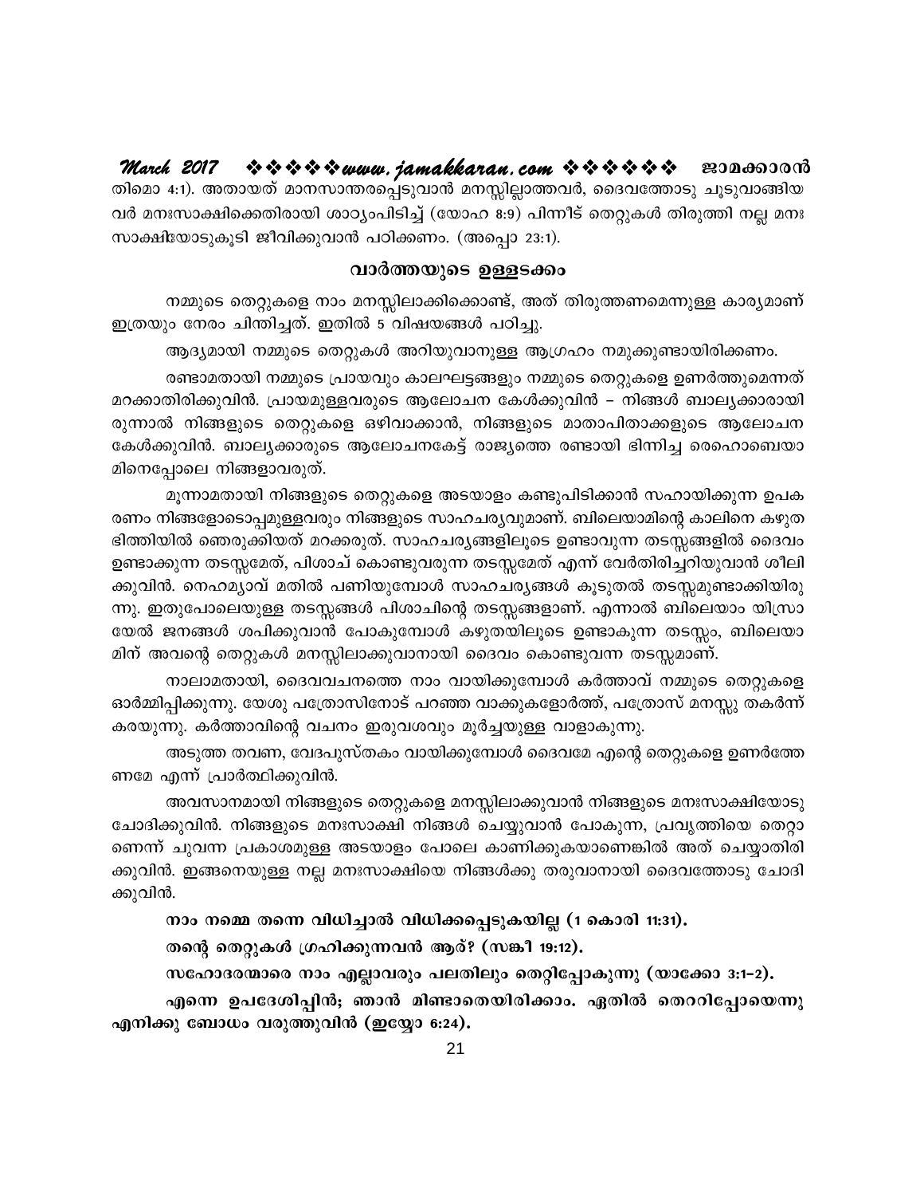തിമൊ 4:1). അതായത് മാനസാന്തരപ്പെടുവാൻ മനസ്സില്ലാത്തവർ, ദൈവത്തോടു ചൂടുവാങ്ങിയ വർ മനഃസാക്ഷിക്കെതിരായി ശാഠ്യംപിടിച്ച് (യോഹ 8:9) പിന്നീട് തെറ്റുകൾ തിരുത്തി നല്ല മനഃ സാക്ഷിയോടുകൂടി ജീവിക്കുവാൻ പഠിക്കണം. (അപ്പൊ 23:1).

## വാർത്തയുടെ ഉള്ളടക്കം

നമ്മുടെ തെറ്റുകളെ നാം മനസ്സിലാക്കിക്കൊണ്ട്, അത് തിരുത്തണമെന്നുള്ള കാര്യമാണ് ഇത്രയും നേരം ചിന്തിച്ചത്. ഇതിൽ 5 വിഷയങ്ങൾ പഠിച്ചു.

ആദ്യമായി നമ്മുടെ തെറ്റുകൾ അറിയുവാനുള്ള ആഗ്രഹം നമുക്കുണ്ടായിരിക്കണം.

രണ്ടാമതായി നമ്മുടെ പ്രായവും കാലഘട്ടങ്ങളും നമ്മുടെ തെറ്റുകളെ ഉണർത്തുമെന്നത് മറക്കാതിരിക്കുവിൻ. പ്രായമുള്ളവരുടെ ആലോചന കേൾക്കുവിൻ – നിങ്ങൾ ബാല്യക്കാരായി രുന്നാൽ നിങ്ങളുടെ തെറ്റുകളെ ഒഴിവാക്കാൻ, നിങ്ങളുടെ മാതാപിതാക്കളുടെ ആലോചന കേൾക്കുവിൻ. ബാല്യക്കാരുടെ ആലോചനകേട്ട് രാജ്യത്തെ രണ്ടായി ഭിന്നിച്ച രെഹൊബെയാ മിനെപ്പോലെ നിങ്ങളാവരുത്.

മൂന്നാമതായി നിങ്ങളുടെ തെറ്റുകളെ അടയാളം കണ്ടുപിടിക്കാൻ സഹായിക്കുന്ന ഉപക രണം നിങ്ങളോടൊപ്പമുള്ളവരും നിങ്ങളുടെ സാഹചര്യവുമാണ്. ബിലെയാമിന്റെ കാലിനെ കഴുത ഭിത്തിയിൽ ഞെരുക്കിയത് മറക്കരുത്. സാഹചര്യങ്ങളിലൂടെ ഉണ്ടാവുന്ന തടസ്സങ്ങളിൽ ദൈവം ഉണ്ടാക്കുന്ന തടസ്സമേത്, പിശാച് കൊണ്ടുവരുന്ന തടസ്സമേത് എന്ന് വേർതിരിച്ചറിയുവാൻ ശീലി ക്കുവിൻ. നെഹമ്യാവ് മതിൽ പണിയുമ്പോൾ സാഹചര്യങ്ങൾ കൂടുതൽ തടസ്സമുണ്ടാക്കിയിരു ന്നു. ഇതുപോലെയുള്ള തടസ്സങ്ങൾ പിശാചിന്റെ തടസ്സങ്ങളാണ്. എന്നാൽ ബിലെയാം യിസ്രാ യേൽ ജനങ്ങൾ ശപിക്കുവാൻ പോകുമ്പോൾ കഴുതയിലൂടെ ഉണ്ടാകുന്ന തടസ്സം, ബിലെയാ മിന് അവന്റെ തെറ്റുകൾ മനസ്സിലാക്കുവാനായി ദൈവം കൊണ്ടുവന്ന തടസ്സമാണ്.

നാലാമതായി, ദൈവവചനത്തെ നാം വായിക്കുമ്പോൾ കർത്താവ് നമ്മുടെ തെറ്റുകളെ ഓർമ്മിപ്പിക്കുന്നു. യേശു പത്രോസിനോട് പറഞ്ഞ വാക്കുകളോർത്ത്, പത്രോസ് മനസ്സു തകർന്ന് കരയുന്നു. കർത്താവിന്റെ വചനം ഇരുവശവും മൂർച്ചയുള്ള വാളാകുന്നു.

അടുത്ത തവണ, വേദപുസ്തകം വായിക്കുമ്പോൾ ദൈവമേ എന്റെ തെറ്റുകളെ ഉണർത്തേ ണമേ എന്ന് പ്രാർത്ഥിക്കുവിൻ.

അവസാനമായി നിങ്ങളുടെ തെറ്റുകളെ മനസ്സിലാക്കുവാൻ നിങ്ങളുടെ മനഃസാക്ഷിയോടു ചോദിക്കുവിൻ. നിങ്ങളുടെ മനഃസാക്ഷി നിങ്ങൾ ചെയ്യുവാൻ പോകുന്ന, പ്രവൃത്തിയെ തെറ്റാ ണെന്ന് ചുവന്ന പ്രകാശമുള്ള അടയാളം പോലെ കാണിക്കുകയാണെങ്കിൽ അത് ചെയ്യാതിരി ക്കുവിൻ. ഇങ്ങനെയുള്ള നല്ല മനഃസാക്ഷിയെ നിങ്ങൾക്കു തരുവാനായി ദൈവത്തോടു ചോദി ക്കുവിൻ.

**നാം നമ്മെ തന്നെ വിധിച്ചാൽ വിധിക്കപ്പെടുകയില്ല (1 കൊരി 11:31).**

**തന്റെ തെറ്റുകൾ ഗ്രഹിക്കുന്നവൻ ആര്? (സങ്കീ 19:12).**

**സഹോദരന്മാരെ നാം എല്ലാവരും പലതിലും തെറ്റിപ്പോകുന്നു (യാക്കോ 3:1–2).**

**എന്നെ ഉപദേശിപ്പിൻ; ഞാൻ മിണ്ടാതെയിരിക്കാം. ഏതിൽ തെററിപ്പോയെന്നു എനിക്കു ബോധം വരുത്തുവിൻ (ഇയ്യോ 6:24).**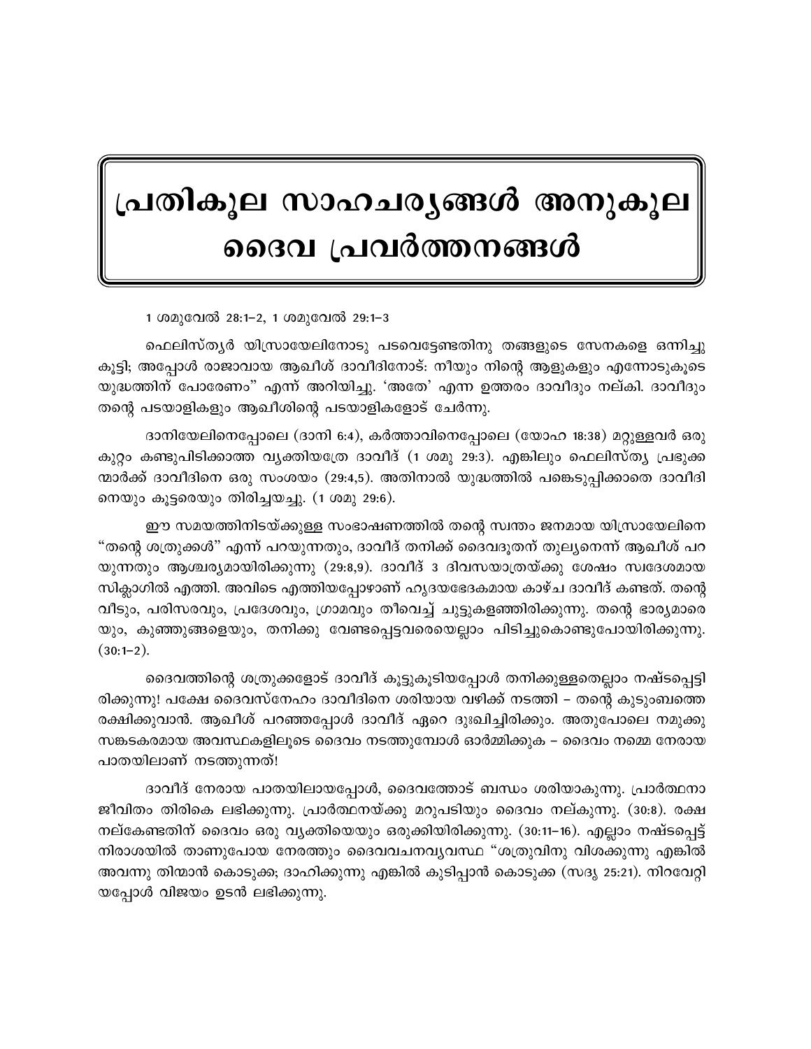# പ്രതികൂല സാഹചര്യങ്ങൾ അനുകൂല ദൈവ പ്രവർത്തനങ്ങൾ

1 ശമുവേൽ 28:1–2, 1 ശമുവേൽ 29:1–3

ഫെലിസ്ത്യർ യിസ്രായേലിനോടു പടവെട്ടേണ്ടതിനു തങ്ങളുടെ സേനകളെ ഒന്നിച്ചു കൂട്ടി; അപ്പോൾ രാജാവായ ആഖീശ് ദാവീദിനോട്: നീയും നിന്റെ ആളുകളും എന്നോടുകൂടെ യുദ്ധത്തിന് പോരേണം" എന്ന് അറിയിച്ചു. 'അതേ' എന്ന ഉത്തരം ദാവീദും നല്കി. ദാവീദും തന്റെ പടയാളികളും ആഖീശിന്റെ പടയാളികളോട് ചേർന്നു.

ദാനിയേലിനെപ്പോലെ (ദാനി 6:4), കർത്താവിനെപ്പോലെ (യോഹ 18:38) മറ്റുള്ളവർ ഒരു കുറ്റം കണ്ടുപിടിക്കാത്ത വ്യക്തിയത്രേ ദാവീദ് (1 ശമു 29:3). എങ്കിലും ഫെലിസ്ത്യ പ്രഭുക്കന്മാർക്ക് ദാവീദിനെ ഒരു സംശയം (29:4,5). അതിനാൽ യുദ്ധത്തിൽ പങ്കെടുപ്പിക്കാതെ ദാവീദിനെയും കൂട്ടരെയും തിരിച്ചയച്ചു. (1 ശമു 29:6).

ഈ സമയത്തിനിടയ്ക്കുള്ള സംഭാഷണത്തിൽ തന്റെ സ്വന്തം ജനമായ യിസ്രായേലിനെ "തന്റെ ശത്രുക്കൾ" എന്ന് പറയുന്നതും, ദാവീദ് തനിക്ക് ദൈവദൂതന് തുല്യനെന്ന് ആഖീശ് പറയുന്നതും ആശ്ചര്യമായിരിക്കുന്നു (29:8,9). ദാവീദ് 3 ദിവസയാത്രയ്ക്കു ശേഷം സ്വദേശമായ സിക്ലാഗിൽ എത്തി. അവിടെ എത്തിയപ്പോഴാണ് ഹൃദയഭേദകമായ കാഴ്ച ദാവീദ് കണ്ടത്. തന്റെ വീടും, പരിസരവും, പ്രദേശവും, ഗ്രാമവും തീവെച്ച് ചുട്ടുകളഞ്ഞിരിക്കുന്നു. തന്റെ ഭാര്യമാരെയും, കുഞ്ഞുങ്ങളെയും, തനിക്കു വേണ്ടപ്പെട്ടവരെയെല്ലാം പിടിച്ചുകൊണ്ടുപോയിരിക്കുന്നു. (30:1–2).

ദൈവത്തിന്റെ ശത്രുക്കളോട് ദാവീദ് കൂട്ടുകൂടിയപ്പോൾ തനിക്കുള്ളതെല്ലാം നഷ്ടപ്പെട്ടിരിക്കുന്നു! പക്ഷേ ദൈവസ്നേഹം ദാവീദിനെ ശരിയായ വഴിക്ക് നടത്തി – തന്റെ കുടുംബത്തെ രക്ഷിക്കുവാൻ. ആഖീശ് പറഞ്ഞപ്പോൾ ദാവീദ് ഏറെ ദുഃഖിച്ചിരിക്കും. അതുപോലെ നമുക്കു സങ്കടകരമായ അവസ്ഥകളിലൂടെ ദൈവം നടത്തുമ്പോൾ ഓർമ്മിക്കുക – ദൈവം നമ്മെ നേരായ പാതയിലാണ് നടത്തുന്നത്!

ദാവീദ് നേരായ പാതയിലായപ്പോൾ, ദൈവത്തോട് ബന്ധം ശരിയാകുന്നു. പ്രാർത്ഥനാ ജീവിതം തിരികെ ലഭിക്കുന്നു. പ്രാർത്ഥനയ്ക്കു മറുപടിയും ദൈവം നല്കുന്നു. (30:8). രക്ഷ നല്കേണ്ടതിന് ദൈവം ഒരു വ്യക്തിയെയും ഒരുക്കിയിരിക്കുന്നു. (30:11–16). എല്ലാം നഷ്ടപ്പെട്ട് നിരാശയിൽ താണുപോയ നേരത്തും ദൈവവചനവ്യവസ്ഥ "ശത്രുവിനു വിശക്കുന്നു എങ്കിൽ അവന്നു തിന്മാൻ കൊടുക്ക; ദാഹിക്കുന്നു എങ്കിൽ കുടിപ്പാൻ കൊടുക്ക (സദൃ 25:21). നിറവേറ്റിയപ്പോൾ വിജയം ഉടൻ ലഭിക്കുന്നു.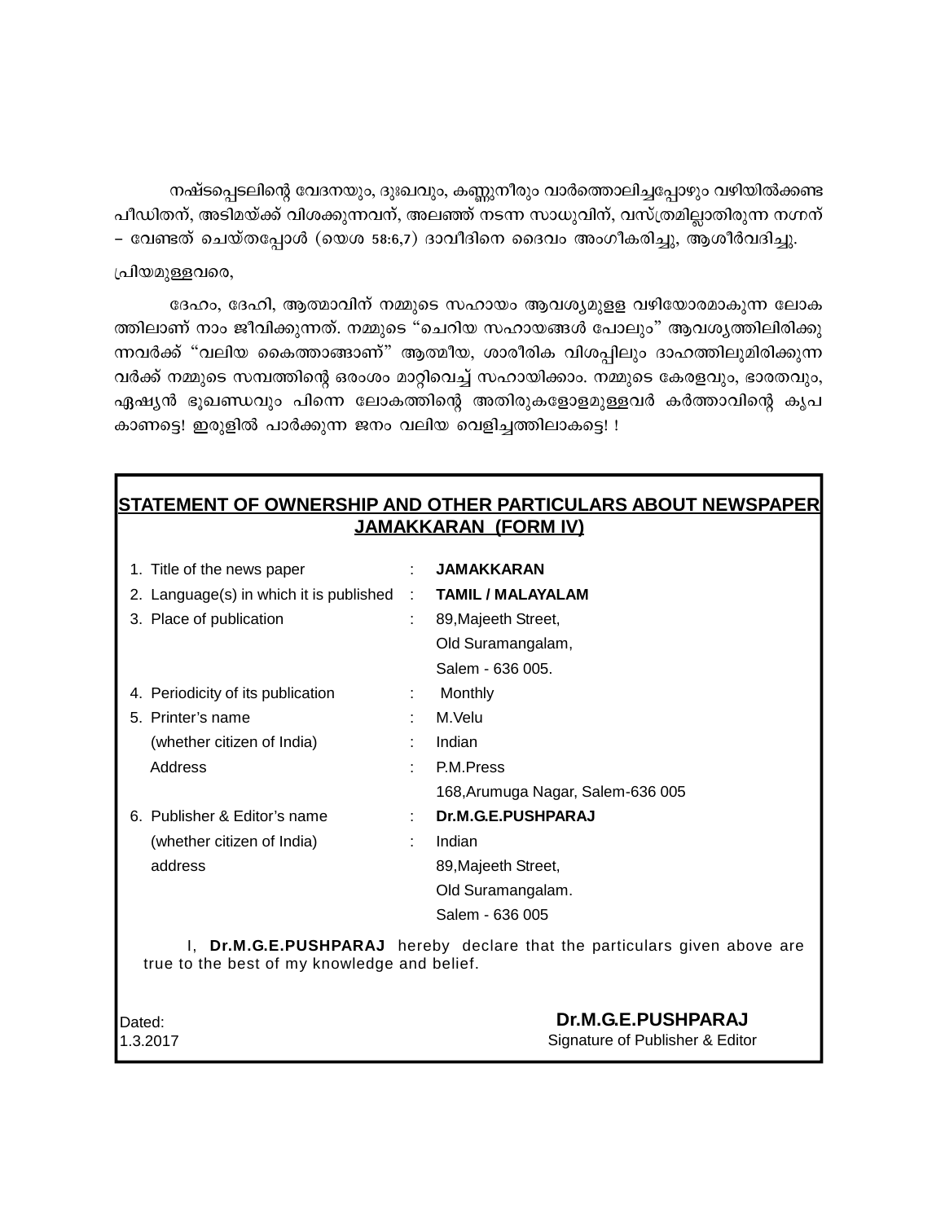നഷ്ടപ്പെടലിന്റെ വേദനയും, ദുഃഖവും, കണ്ണുനീരും വാർത്തൊലിച്ചപ്പോഴും വഴിയിൽക്കണ്ട പീഡിതന്, അടിമയ്ക്ക് വിശക്കുന്നവന്, അലഞ്ഞ് നടന്ന സാധുവിന്, വസ്ത്രമില്ലാതിരുന്ന നഗ്നന് – വേണ്ടത് ചെയ്തപ്പോൾ (യെശ 58:6,7) ദാവീദിനെ ദൈവം അംഗീകരിച്ചു, ആശീർവദിച്ചു.

പ്രിയമുള്ളവരെ,

ദേഹം, ദേഹി, ആത്മാവിന് നമ്മുടെ സഹായം ആവശ്യമുള്ള വഴിയോരമാകുന്ന ലോകത്തിലാണ് നാം ജീവിക്കുന്നത്. നമ്മുടെ "ചെറിയ സഹായങ്ങൾ പോലും" ആവശ്യത്തിലിരിക്കുന്നവർക്ക് "വലിയ കൈത്താങ്ങാണ്" ആത്മീയ, ശാരീരിക വിശപ്പിലും ദാഹത്തിലുമിരിക്കുന്നവർക്ക് നമ്മുടെ സമ്പത്തിന്റെ ഒരംശം മാറ്റിവെച്ച് സഹായിക്കാം. നമ്മുടെ കേരളവും, ഭാരതവും, ഏഷ്യൻ ഭൂഖണ്ഡവും പിന്നെ ലോകത്തിന്റെ അതിരുകളോളമുള്ളവർ കർത്താവിന്റെ കൃപ കാണട്ടെ! ഇരുളിൽ പാർക്കുന്ന ജനം വലിയ വെളിച്ചത്തിലാകട്ടെ! !

## STATEMENT OF OWNERSHIP AND OTHER PARTICULARS ABOUT NEWSPAPER JAMAKKARAN (FORM IV)

| | | |
|---|---|---|
| 1. Title of the news paper | : | **JAMAKKARAN** |
| 2. Language(s) in which it is published | : | **TAMIL / MALAYALAM** |
| 3. Place of publication | : | 89,Majeeth Street, Old Suramangalam, Salem - 636 005. |
| 4. Periodicity of its publication | : | Monthly |
| 5. Printer's name | : | M.Velu |
| (whether citizen of India) | : | Indian |
| Address | : | P.M.Press 168,Arumuga Nagar, Salem-636 005 |
| 6. Publisher & Editor's name | : | **Dr.M.G.E.PUSHPARAJ** |
| (whether citizen of India) | : | Indian |
| address | | 89,Majeeth Street, Old Suramangalam. Salem - 636 005 |

I, **Dr.M.G.E.PUSHPARAJ** hereby declare that the particulars given above are true to the best of my knowledge and belief.

Dated:
1.3.2017

**Dr.M.G.E.PUSHPARAJ**
Signature of Publisher & Editor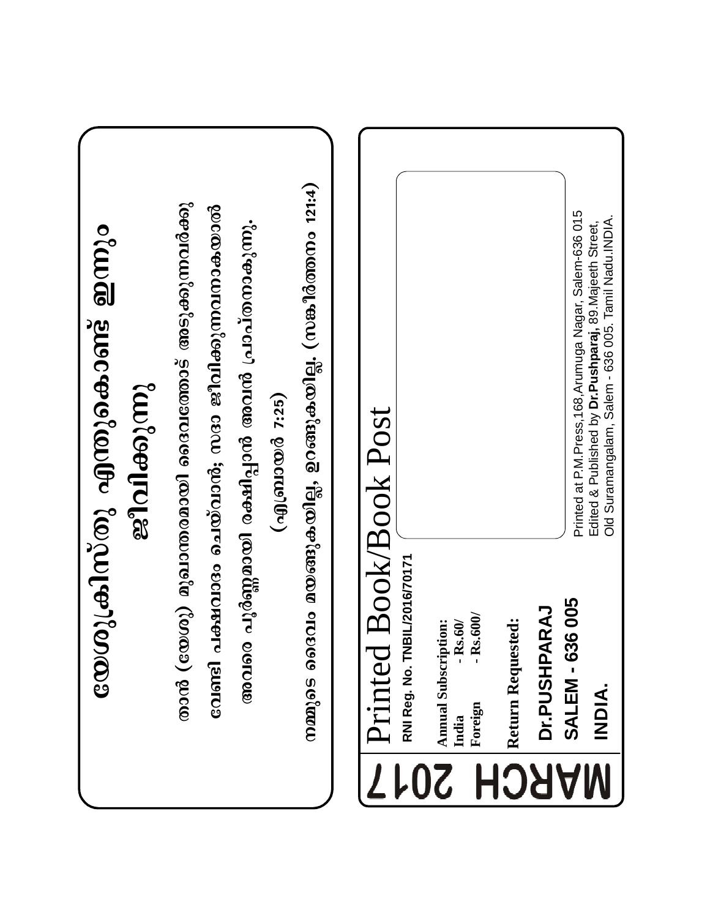# യേശുക്രിസ്തു എന്നുകൊണ്ട് ഇന്നും ജീവിക്കുന്നു

താൻ (യേശു) മുഖാന്തരമായി ദൈവത്തോട് അടുക്കുന്നവർക്കു വേണ്ടി പക്ഷവാദം ചെയ്‌വാൻ; സദാ ജീവിക്കുന്നവനാകയാൽ അവരെ പൂർണ്ണമായി രക്ഷിപ്പാൻ അവൻ പ്രാപ്തനാകുന്നു.

(എബ്രായർ 7:25)

നമ്മുടെ ദൈവം മയങ്ങുകയില്ല, ഉറങ്ങുകയില്ല. (സങ്കീർത്തനം 121:4)

---

**MARCH 2017**

Printed Book/Book Post

**RNI Reg. No. TNBIL/2016/70171**

**Annual Subscription:**
**India - Rs.60/**
**Foreign - Rs.600/**

**Return Requested:**

**Dr.PUSHPARAJ**
**SALEM - 636 005**
**INDIA.**

Printed at P.M.Press,168,Arumuga Nagar, Salem-636 015
Edited & Published by **Dr.Pushparaj,** 89.Majeeth Street,
Old Suramangalam, Salem - 636 005. Tamil Nadu.INDIA.